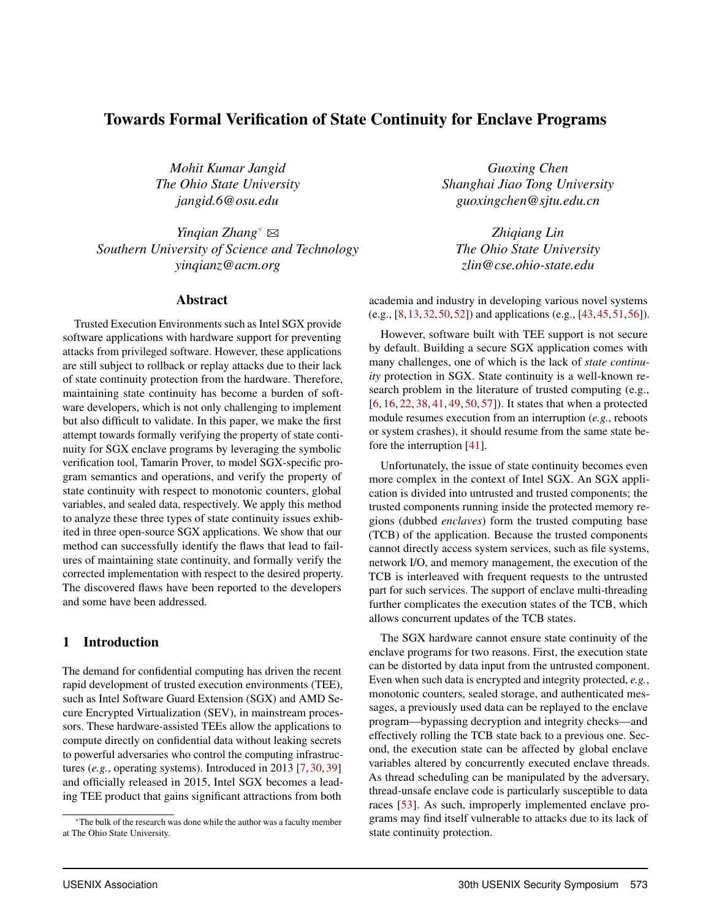# Towards Formal Verification of State Continuity for Enclave Programs

*Mohit Kumar Jangid*
*The Ohio State University*
*jangid.6@osu.edu*

*Guoxing Chen*
*Shanghai Jiao Tong University*
*guoxingchen@sjtu.edu.cn*

*Yinqian Zhang*[*] ✉
*Southern University of Science and Technology*
*yinqianz@acm.org*

*Zhiqiang Lin*
*The Ohio State University*
*zlin@cse.ohio-state.edu*

## Abstract

Trusted Execution Environments such as Intel SGX provide software applications with hardware support for preventing attacks from privileged software. However, these applications are still subject to rollback or replay attacks due to their lack of state continuity protection from the hardware. Therefore, maintaining state continuity has become a burden of software developers, which is not only challenging to implement but also difficult to validate. In this paper, we make the first attempt towards formally verifying the property of state continuity for SGX enclave programs by leveraging the symbolic verification tool, Tamarin Prover, to model SGX-specific program semantics and operations, and verify the property of state continuity with respect to monotonic counters, global variables, and sealed data, respectively. We apply this method to analyze these three types of state continuity issues exhibited in three open-source SGX applications. We show that our method can successfully identify the flaws that lead to failures of maintaining state continuity, and formally verify the corrected implementation with respect to the desired property. The discovered flaws have been reported to the developers and some have been addressed.

## 1 Introduction

The demand for confidential computing has driven the recent rapid development of trusted execution environments (TEE), such as Intel Software Guard Extension (SGX) and AMD Secure Encrypted Virtualization (SEV), in mainstream processors. These hardware-assisted TEEs allow the applications to compute directly on confidential data without leaking secrets to powerful adversaries who control the computing infrastructures (*e.g.*, operating systems). Introduced in 2013 [7, 30, 39] and officially released in 2015, Intel SGX becomes a leading TEE product that gains significant attractions from both academia and industry in developing various novel systems (e.g., [8, 13, 32, 50, 52]) and applications (e.g., [43, 45, 51, 56]).

However, software built with TEE support is not secure by default. Building a secure SGX application comes with many challenges, one of which is the lack of *state continuity* protection in SGX. State continuity is a well-known research problem in the literature of trusted computing (e.g., [6, 16, 22, 38, 41, 49, 50, 57]). It states that when a protected module resumes execution from an interruption (*e.g.*, reboots or system crashes), it should resume from the same state before the interruption [41].

Unfortunately, the issue of state continuity becomes even more complex in the context of Intel SGX. An SGX application is divided into untrusted and trusted components; the trusted components running inside the protected memory regions (dubbed *enclaves*) form the trusted computing base (TCB) of the application. Because the trusted components cannot directly access system services, such as file systems, network I/O, and memory management, the execution of the TCB is interleaved with frequent requests to the untrusted part for such services. The support of enclave multi-threading further complicates the execution states of the TCB, which allows concurrent updates of the TCB states.

The SGX hardware cannot ensure state continuity of the enclave programs for two reasons. First, the execution state can be distorted by data input from the untrusted component. Even when such data is encrypted and integrity protected, *e.g.*, monotonic counters, sealed storage, and authenticated messages, a previously used data can be replayed to the enclave program—bypassing decryption and integrity checks—and effectively rolling the TCB state back to a previous one. Second, the execution state can be affected by global enclave variables altered by concurrently executed enclave threads. As thread scheduling can be manipulated by the adversary, thread-unsafe enclave code is particularly susceptible to data races [53]. As such, improperly implemented enclave programs may find itself vulnerable to attacks due to its lack of state continuity protection.

[*] The bulk of the research was done while the author was a faculty member at The Ohio State University.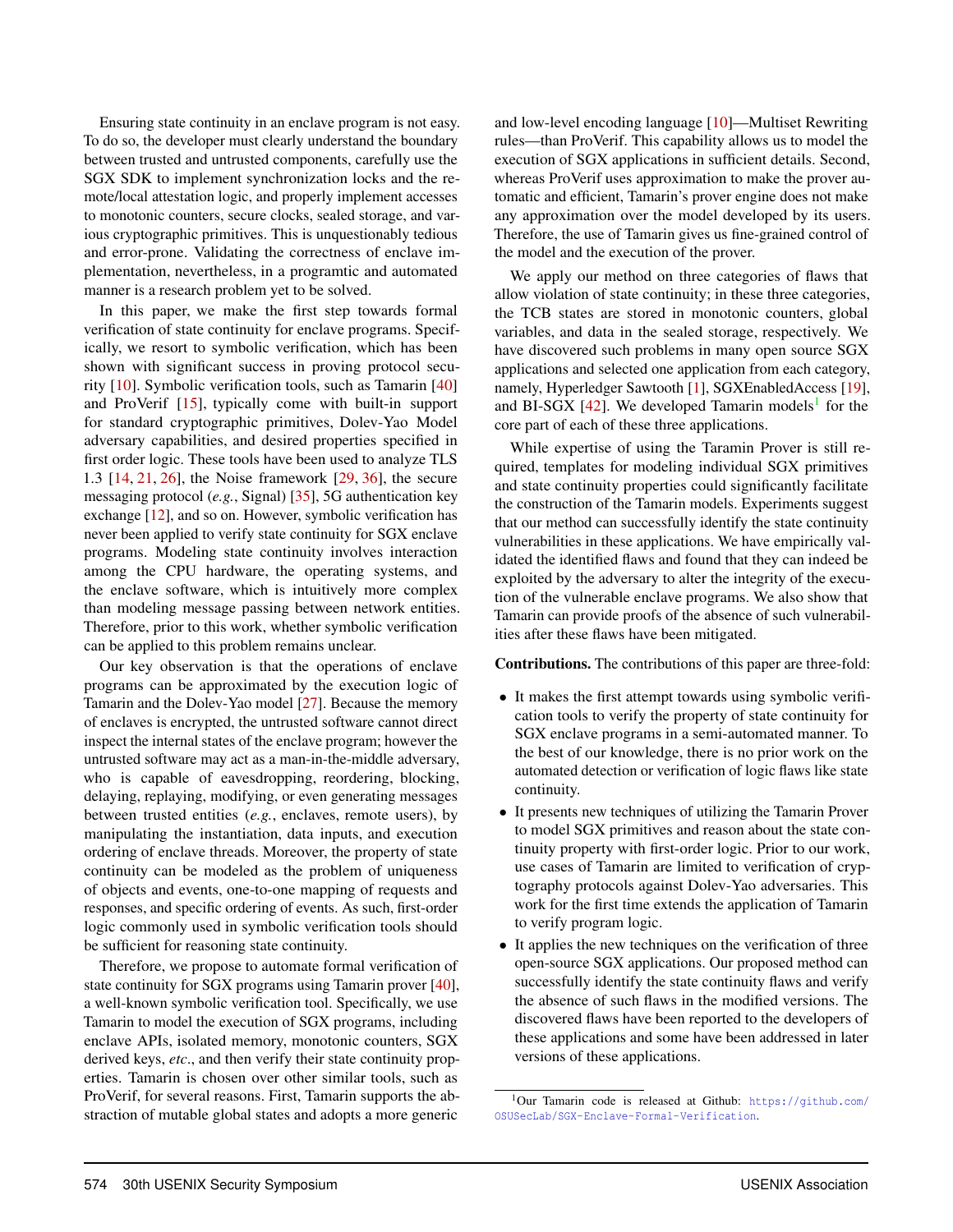Ensuring state continuity in an enclave program is not easy. To do so, the developer must clearly understand the boundary between trusted and untrusted components, carefully use the SGX SDK to implement synchronization locks and the remote/local attestation logic, and properly implement accesses to monotonic counters, secure clocks, sealed storage, and various cryptographic primitives. This is unquestionably tedious and error-prone. Validating the correctness of enclave implementation, nevertheless, in a programtic and automated manner is a research problem yet to be solved.

In this paper, we make the first step towards formal verification of state continuity for enclave programs. Specifically, we resort to symbolic verification, which has been shown with significant success in proving protocol security [10]. Symbolic verification tools, such as Tamarin [40] and ProVerif [15], typically come with built-in support for standard cryptographic primitives, Dolev-Yao Model adversary capabilities, and desired properties specified in first order logic. These tools have been used to analyze TLS 1.3 [14, 21, 26], the Noise framework [29, 36], the secure messaging protocol (*e.g.*, Signal) [35], 5G authentication key exchange [12], and so on. However, symbolic verification has never been applied to verify state continuity for SGX enclave programs. Modeling state continuity involves interaction among the CPU hardware, the operating systems, and the enclave software, which is intuitively more complex than modeling message passing between network entities. Therefore, prior to this work, whether symbolic verification can be applied to this problem remains unclear.

Our key observation is that the operations of enclave programs can be approximated by the execution logic of Tamarin and the Dolev-Yao model [27]. Because the memory of enclaves is encrypted, the untrusted software cannot direct inspect the internal states of the enclave program; however the untrusted software may act as a man-in-the-middle adversary, who is capable of eavesdropping, reordering, blocking, delaying, replaying, modifying, or even generating messages between trusted entities (*e.g.*, enclaves, remote users), by manipulating the instantiation, data inputs, and execution ordering of enclave threads. Moreover, the property of state continuity can be modeled as the problem of uniqueness of objects and events, one-to-one mapping of requests and responses, and specific ordering of events. As such, first-order logic commonly used in symbolic verification tools should be sufficient for reasoning state continuity.

Therefore, we propose to automate formal verification of state continuity for SGX programs using Tamarin prover [40], a well-known symbolic verification tool. Specifically, we use Tamarin to model the execution of SGX programs, including enclave APIs, isolated memory, monotonic counters, SGX derived keys, *etc.*, and then verify their state continuity properties. Tamarin is chosen over other similar tools, such as ProVerif, for several reasons. First, Tamarin supports the abstraction of mutable global states and adopts a more generic and low-level encoding language [10]—Multiset Rewriting rules—than ProVerif. This capability allows us to model the execution of SGX applications in sufficient details. Second, whereas ProVerif uses approximation to make the prover automatic and efficient, Tamarin's prover engine does not make any approximation over the model developed by its users. Therefore, the use of Tamarin gives us fine-grained control of the model and the execution of the prover.

We apply our method on three categories of flaws that allow violation of state continuity; in these three categories, the TCB states are stored in monotonic counters, global variables, and data in the sealed storage, respectively. We have discovered such problems in many open source SGX applications and selected one application from each category, namely, Hyperledger Sawtooth [1], SGXEnabledAccess [19], and BI-SGX [42]. We developed Tamarin models[1] for the core part of each of these three applications.

While expertise of using the Taramin Prover is still required, templates for modeling individual SGX primitives and state continuity properties could significantly facilitate the construction of the Tamarin models. Experiments suggest that our method can successfully identify the state continuity vulnerabilities in these applications. We have empirically validated the identified flaws and found that they can indeed be exploited by the adversary to alter the integrity of the execution of the vulnerable enclave programs. We also show that Tamarin can provide proofs of the absence of such vulnerabilities after these flaws have been mitigated.

**Contributions.** The contributions of this paper are three-fold:

- It makes the first attempt towards using symbolic verification tools to verify the property of state continuity for SGX enclave programs in a semi-automated manner. To the best of our knowledge, there is no prior work on the automated detection or verification of logic flaws like state continuity.
- It presents new techniques of utilizing the Tamarin Prover to model SGX primitives and reason about the state continuity property with first-order logic. Prior to our work, use cases of Tamarin are limited to verification of cryptography protocols against Dolev-Yao adversaries. This work for the first time extends the application of Tamarin to verify program logic.
- It applies the new techniques on the verification of three open-source SGX applications. Our proposed method can successfully identify the state continuity flaws and verify the absence of such flaws in the modified versions. The discovered flaws have been reported to the developers of these applications and some have been addressed in later versions of these applications.

[1] Our Tamarin code is released at Github: https://github.com/OSUSecLab/SGX-Enclave-Formal-Verification.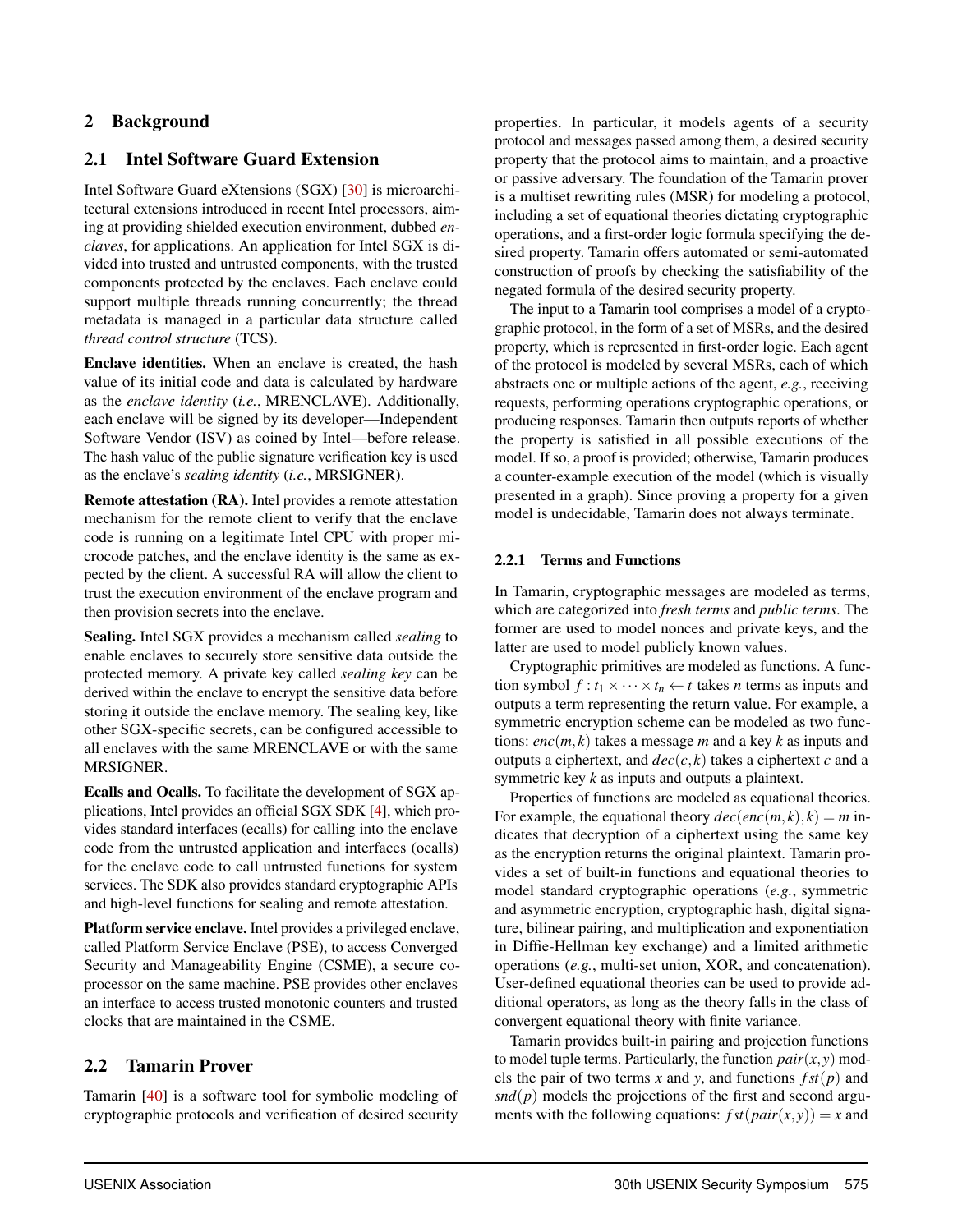## 2 Background

### 2.1 Intel Software Guard Extension

Intel Software Guard eXtensions (SGX) [30] is microarchitectural extensions introduced in recent Intel processors, aiming at providing shielded execution environment, dubbed *enclaves*, for applications. An application for Intel SGX is divided into trusted and untrusted components, with the trusted components protected by the enclaves. Each enclave could support multiple threads running concurrently; the thread metadata is managed in a particular data structure called *thread control structure* (TCS).

**Enclave identities.** When an enclave is created, the hash value of its initial code and data is calculated by hardware as the *enclave identity* (*i.e.*, MRENCLAVE). Additionally, each enclave will be signed by its developer—Independent Software Vendor (ISV) as coined by Intel—before release. The hash value of the public signature verification key is used as the enclave's *sealing identity* (*i.e.*, MRSIGNER).

**Remote attestation (RA).** Intel provides a remote attestation mechanism for the remote client to verify that the enclave code is running on a legitimate Intel CPU with proper microcode patches, and the enclave identity is the same as expected by the client. A successful RA will allow the client to trust the execution environment of the enclave program and then provision secrets into the enclave.

**Sealing.** Intel SGX provides a mechanism called *sealing* to enable enclaves to securely store sensitive data outside the protected memory. A private key called *sealing key* can be derived within the enclave to encrypt the sensitive data before storing it outside the enclave memory. The sealing key, like other SGX-specific secrets, can be configured accessible to all enclaves with the same MRENCLAVE or with the same MRSIGNER.

**Ecalls and Ocalls.** To facilitate the development of SGX applications, Intel provides an official SGX SDK [4], which provides standard interfaces (ecalls) for calling into the enclave code from the untrusted application and interfaces (ocalls) for the enclave code to call untrusted functions for system services. The SDK also provides standard cryptographic APIs and high-level functions for sealing and remote attestation.

**Platform service enclave.** Intel provides a privileged enclave, called Platform Service Enclave (PSE), to access Converged Security and Manageability Engine (CSME), a secure coprocessor on the same machine. PSE provides other enclaves an interface to access trusted monotonic counters and trusted clocks that are maintained in the CSME.

### 2.2 Tamarin Prover

Tamarin [40] is a software tool for symbolic modeling of cryptographic protocols and verification of desired security properties. In particular, it models agents of a security protocol and messages passed among them, a desired security property that the protocol aims to maintain, and a proactive or passive adversary. The foundation of the Tamarin prover is a multiset rewriting rules (MSR) for modeling a protocol, including a set of equational theories dictating cryptographic operations, and a first-order logic formula specifying the desired property. Tamarin offers automated or semi-automated construction of proofs by checking the satisfiability of the negated formula of the desired security property.

The input to a Tamarin tool comprises a model of a cryptographic protocol, in the form of a set of MSRs, and the desired property, which is represented in first-order logic. Each agent of the protocol is modeled by several MSRs, each of which abstracts one or multiple actions of the agent, *e.g.*, receiving requests, performing operations cryptographic operations, or producing responses. Tamarin then outputs reports of whether the property is satisfied in all possible executions of the model. If so, a proof is provided; otherwise, Tamarin produces a counter-example execution of the model (which is visually presented in a graph). Since proving a property for a given model is undecidable, Tamarin does not always terminate.

#### 2.2.1 Terms and Functions

In Tamarin, cryptographic messages are modeled as terms, which are categorized into *fresh terms* and *public terms*. The former are used to model nonces and private keys, and the latter are used to model publicly known values.

Cryptographic primitives are modeled as functions. A function symbol $f : t_1 \times \cdots \times t_n \leftarrow t$ takes $n$ terms as inputs and outputs a term representing the return value. For example, a symmetric encryption scheme can be modeled as two functions: $enc(m,k)$ takes a message $m$ and a key $k$ as inputs and outputs a ciphertext, and $dec(c,k)$ takes a ciphertext $c$ and a symmetric key $k$ as inputs and outputs a plaintext.

Properties of functions are modeled as equational theories. For example, the equational theory $dec(enc(m,k),k) = m$ indicates that decryption of a ciphertext using the same key as the encryption returns the original plaintext. Tamarin provides a set of built-in functions and equational theories to model standard cryptographic operations (*e.g.*, symmetric and asymmetric encryption, cryptographic hash, digital signature, bilinear pairing, and multiplication and exponentiation in Diffie-Hellman key exchange) and a limited arithmetic operations (*e.g.*, multi-set union, XOR, and concatenation). User-defined equational theories can be used to provide additional operators, as long as the theory falls in the class of convergent equational theory with finite variance.

Tamarin provides built-in pairing and projection functions to model tuple terms. Particularly, the function $pair(x,y)$ models the pair of two terms $x$ and $y$, and functions $fst(p)$ and $snd(p)$ models the projections of the first and second arguments with the following equations: $fst(pair(x,y)) = x$ and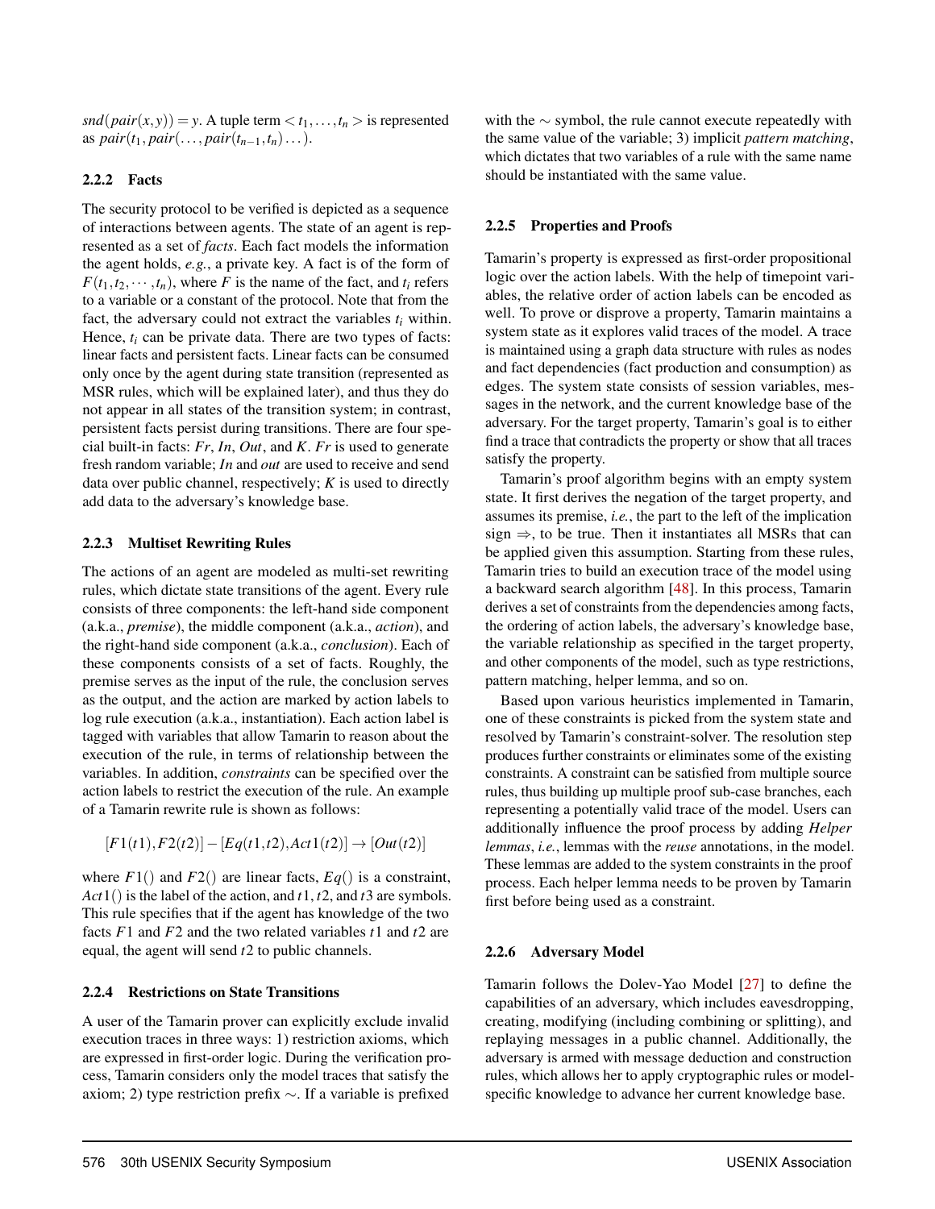$snd(pair(x,y)) = y$. A tuple term $< t_1, \dots, t_n >$ is represented as $pair(t_1, pair(\dots, pair(t_{n-1}, t_n)\dots))$.

#### 2.2.2 Facts

The security protocol to be verified is depicted as a sequence of interactions between agents. The state of an agent is represented as a set of *facts*. Each fact models the information the agent holds, *e.g.*, a private key. A fact is of the form of $F(t_1, t_2, \cdots, t_n)$, where $F$ is the name of the fact, and $t_i$ refers to a variable or a constant of the protocol. Note that from the fact, the adversary could not extract the variables $t_i$ within. Hence, $t_i$ can be private data. There are two types of facts: linear facts and persistent facts. Linear facts can be consumed only once by the agent during state transition (represented as MSR rules, which will be explained later), and thus they do not appear in all states of the transition system; in contrast, persistent facts persist during transitions. There are four special built-in facts: $Fr$, $In$, $Out$, and $K$. $Fr$ is used to generate fresh random variable; $In$ and $out$ are used to receive and send data over public channel, respectively; $K$ is used to directly add data to the adversary's knowledge base.

#### 2.2.3 Multiset Rewriting Rules

The actions of an agent are modeled as multi-set rewriting rules, which dictate state transitions of the agent. Every rule consists of three components: the left-hand side component (a.k.a., *premise*), the middle component (a.k.a., *action*), and the right-hand side component (a.k.a., *conclusion*). Each of these components consists of a set of facts. Roughly, the premise serves as the input of the rule, the conclusion serves as the output, and the action are marked by action labels to log rule execution (a.k.a., instantiation). Each action label is tagged with variables that allow Tamarin to reason about the execution of the rule, in terms of relationship between the variables. In addition, *constraints* can be specified over the action labels to restrict the execution of the rule. An example of a Tamarin rewrite rule is shown as follows:

$$[F1(t1), F2(t2)] - [Eq(t1,t2), Act1(t2)] \rightarrow [Out(t2)]$$

where $F1()$ and $F2()$ are linear facts, $Eq()$ is a constraint, $Act1()$ is the label of the action, and $t1$, $t2$, and $t3$ are symbols. This rule specifies that if the agent has knowledge of the two facts $F1$ and $F2$ and the two related variables $t1$ and $t2$ are equal, the agent will send $t2$ to public channels.

#### 2.2.4 Restrictions on State Transitions

A user of the Tamarin prover can explicitly exclude invalid execution traces in three ways: 1) restriction axioms, which are expressed in first-order logic. During the verification process, Tamarin considers only the model traces that satisfy the axiom; 2) type restriction prefix $\sim$. If a variable is prefixed with the $\sim$ symbol, the rule cannot execute repeatedly with the same value of the variable; 3) implicit *pattern matching*, which dictates that two variables of a rule with the same name should be instantiated with the same value.

#### 2.2.5 Properties and Proofs

Tamarin's property is expressed as first-order propositional logic over the action labels. With the help of timepoint variables, the relative order of action labels can be encoded as well. To prove or disprove a property, Tamarin maintains a system state as it explores valid traces of the model. A trace is maintained using a graph data structure with rules as nodes and fact dependencies (fact production and consumption) as edges. The system state consists of session variables, messages in the network, and the current knowledge base of the adversary. For the target property, Tamarin's goal is to either find a trace that contradicts the property or show that all traces satisfy the property.

Tamarin's proof algorithm begins with an empty system state. It first derives the negation of the target property, and assumes its premise, *i.e.*, the part to the left of the implication sign $\Rightarrow$, to be true. Then it instantiates all MSRs that can be applied given this assumption. Starting from these rules, Tamarin tries to build an execution trace of the model using a backward search algorithm [48]. In this process, Tamarin derives a set of constraints from the dependencies among facts, the ordering of action labels, the adversary's knowledge base, the variable relationship as specified in the target property, and other components of the model, such as type restrictions, pattern matching, helper lemma, and so on.

Based upon various heuristics implemented in Tamarin, one of these constraints is picked from the system state and resolved by Tamarin's constraint-solver. The resolution step produces further constraints or eliminates some of the existing constraints. A constraint can be satisfied from multiple source rules, thus building up multiple proof sub-case branches, each representing a potentially valid trace of the model. Users can additionally influence the proof process by adding *Helper lemmas*, *i.e.*, lemmas with the *reuse* annotations, in the model. These lemmas are added to the system constraints in the proof process. Each helper lemma needs to be proven by Tamarin first before being used as a constraint.

#### 2.2.6 Adversary Model

Tamarin follows the Dolev-Yao Model [27] to define the capabilities of an adversary, which includes eavesdropping, creating, modifying (including combining or splitting), and replaying messages in a public channel. Additionally, the adversary is armed with message deduction and construction rules, which allows her to apply cryptographic rules or model-specific knowledge to advance her current knowledge base.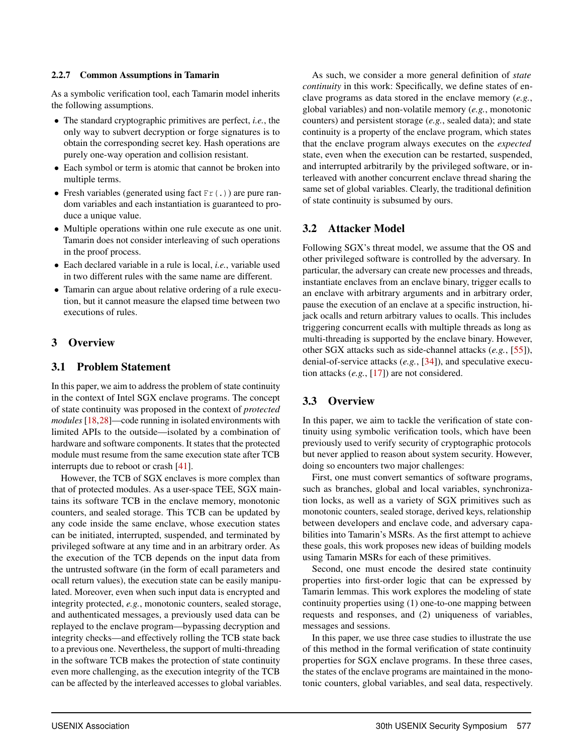#### 2.2.7 Common Assumptions in Tamarin

As a symbolic verification tool, each Tamarin model inherits the following assumptions.

- The standard cryptographic primitives are perfect, *i.e.*, the only way to subvert decryption or forge signatures is to obtain the corresponding secret key. Hash operations are purely one-way operation and collision resistant.
- Each symbol or term is atomic that cannot be broken into multiple terms.
- Fresh variables (generated using fact `Fr(.)`) are pure random variables and each instantiation is guaranteed to produce a unique value.
- Multiple operations within one rule execute as one unit. Tamarin does not consider interleaving of such operations in the proof process.
- Each declared variable in a rule is local, *i.e.*, variable used in two different rules with the same name are different.
- Tamarin can argue about relative ordering of a rule execution, but it cannot measure the elapsed time between two executions of rules.

## 3 Overview

### 3.1 Problem Statement

In this paper, we aim to address the problem of state continuity in the context of Intel SGX enclave programs. The concept of state continuity was proposed in the context of *protected modules* [18,28]—code running in isolated environments with limited APIs to the outside—isolated by a combination of hardware and software components. It states that the protected module must resume from the same execution state after TCB interrupts due to reboot or crash [41].

However, the TCB of SGX enclaves is more complex than that of protected modules. As a user-space TEE, SGX maintains its software TCB in the enclave memory, monotonic counters, and sealed storage. This TCB can be updated by any code inside the same enclave, whose execution states can be initiated, interrupted, suspended, and terminated by privileged software at any time and in an arbitrary order. As the execution of the TCB depends on the input data from the untrusted software (in the form of ecall parameters and ocall return values), the execution state can be easily manipulated. Moreover, even when such input data is encrypted and integrity protected, *e.g.*, monotonic counters, sealed storage, and authenticated messages, a previously used data can be replayed to the enclave program—bypassing decryption and integrity checks—and effectively rolling the TCB state back to a previous one. Nevertheless, the support of multi-threading in the software TCB makes the protection of state continuity even more challenging, as the execution integrity of the TCB can be affected by the interleaved accesses to global variables.

As such, we consider a more general definition of *state continuity* in this work: Specifically, we define states of enclave programs as data stored in the enclave memory (*e.g.*, global variables) and non-volatile memory (*e.g.*, monotonic counters) and persistent storage (*e.g.*, sealed data); and state continuity is a property of the enclave program, which states that the enclave program always executes on the *expected* state, even when the execution can be restarted, suspended, and interrupted arbitrarily by the privileged software, or interleaved with another concurrent enclave thread sharing the same set of global variables. Clearly, the traditional definition of state continuity is subsumed by ours.

### 3.2 Attacker Model

Following SGX's threat model, we assume that the OS and other privileged software is controlled by the adversary. In particular, the adversary can create new processes and threads, instantiate enclaves from an enclave binary, trigger ecalls to an enclave with arbitrary arguments and in arbitrary order, pause the execution of an enclave at a specific instruction, hijack ocalls and return arbitrary values to ocalls. This includes triggering concurrent ecalls with multiple threads as long as multi-threading is supported by the enclave binary. However, other SGX attacks such as side-channel attacks (*e.g.*, [55]), denial-of-service attacks (*e.g.*, [34]), and speculative execution attacks (*e.g.*, [17]) are not considered.

### 3.3 Overview

In this paper, we aim to tackle the verification of state continuity using symbolic verification tools, which have been previously used to verify security of cryptographic protocols but never applied to reason about system security. However, doing so encounters two major challenges:

First, one must convert semantics of software programs, such as branches, global and local variables, synchronization locks, as well as a variety of SGX primitives such as monotonic counters, sealed storage, derived keys, relationship between developers and enclave code, and adversary capabilities into Tamarin's MSRs. As the first attempt to achieve these goals, this work proposes new ideas of building models using Tamarin MSRs for each of these primitives.

Second, one must encode the desired state continuity properties into first-order logic that can be expressed by Tamarin lemmas. This work explores the modeling of state continuity properties using (1) one-to-one mapping between requests and responses, and (2) uniqueness of variables, messages and sessions.

In this paper, we use three case studies to illustrate the use of this method in the formal verification of state continuity properties for SGX enclave programs. In these three cases, the states of the enclave programs are maintained in the monotonic counters, global variables, and seal data, respectively.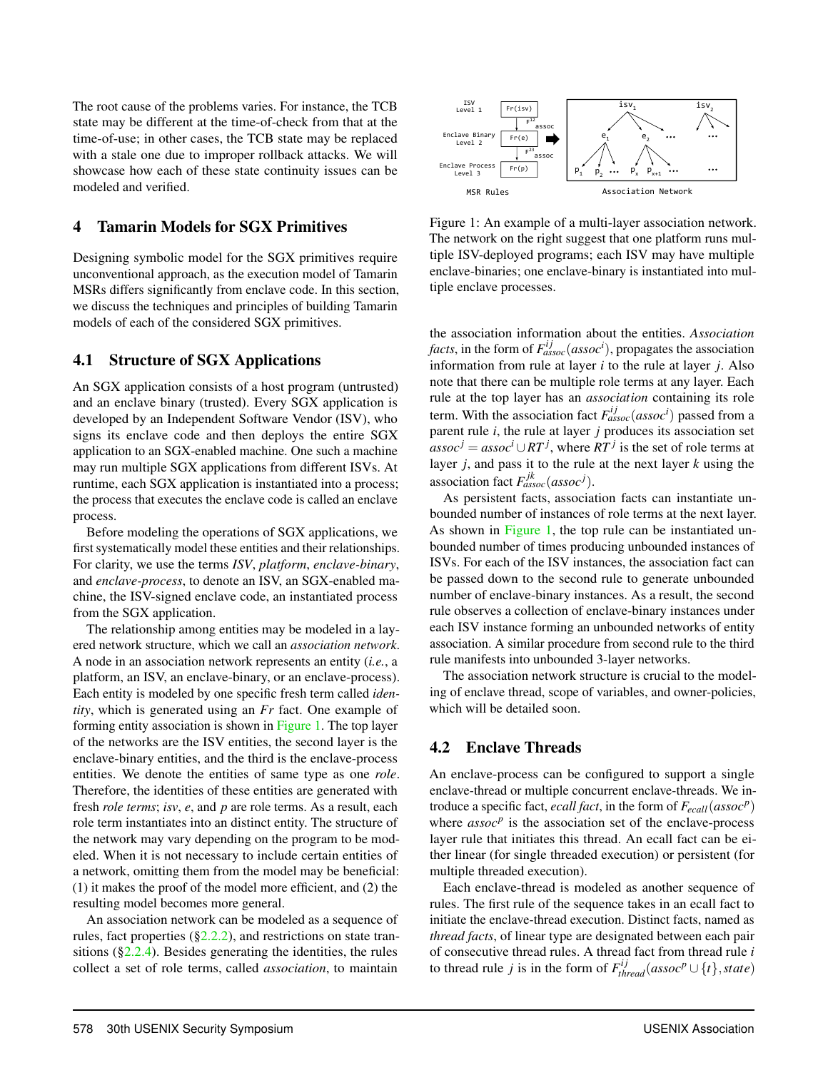The root cause of the problems varies. For instance, the TCB state may be different at the time-of-check from that at the time-of-use; in other cases, the TCB state may be replaced with a stale one due to improper rollback attacks. We will showcase how each of these state continuity issues can be modeled and verified.

## 4 Tamarin Models for SGX Primitives

Designing symbolic model for the SGX primitives require unconventional approach, as the execution model of Tamarin MSRs differs significantly from enclave code. In this section, we discuss the techniques and principles of building Tamarin models of each of the considered SGX primitives.

### 4.1 Structure of SGX Applications

An SGX application consists of a host program (untrusted) and an enclave binary (trusted). Every SGX application is developed by an Independent Software Vendor (ISV), who signs its enclave code and then deploys the entire SGX application to an SGX-enabled machine. One such a machine may run multiple SGX applications from different ISVs. At runtime, each SGX application is instantiated into a process; the process that executes the enclave code is called an enclave process.

Before modeling the operations of SGX applications, we first systematically model these entities and their relationships. For clarity, we use the terms ***ISV***, *platform*, *enclave-binary*, and *enclave-process*, to denote an ISV, an SGX-enabled machine, the ISV-signed enclave code, an instantiated process from the SGX application.

The relationship among entities may be modeled in a layered network structure, which we call an *association network*. A node in an association network represents an entity (*i.e.*, a platform, an ISV, an enclave-binary, or an enclave-process). Each entity is modeled by one specific fresh term called *identity*, which is generated using an *Fr* fact. One example of forming entity association is shown in Figure 1. The top layer of the networks are the ISV entities, the second layer is the enclave-binary entities, and the third is the enclave-process entities. We denote the entities of same type as one *role*. Therefore, the identities of these entities are generated with fresh *role terms*; *isv*, *e*, and *p* are role terms. As a result, each role term instantiates into an distinct entity. The structure of the network may vary depending on the program to be modeled. When it is not necessary to include certain entities of a network, omitting them from the model may be beneficial: (1) it makes the proof of the model more efficient, and (2) the resulting model becomes more general.

An association network can be modeled as a sequence of rules, fact properties (§2.2.2), and restrictions on state transitions (§2.2.4). Besides generating the identities, the rules collect a set of role terms, called *association*, to maintain the association information about the entities. *Association facts*, in the form of $F^{ij}_{assoc}(assoc^i)$, propagates the association information from rule at layer $i$ to the rule at layer $j$. Also note that there can be multiple role terms at any layer. Each rule at the top layer has an *association* containing its role term. With the association fact $F^{ij}_{assoc}(assoc^i)$ passed from a parent rule $i$, the rule at layer $j$ produces its association set $assoc^j = assoc^i \cup RT^j$, where $RT^j$ is the set of role terms at layer $j$, and pass it to the rule at the next layer $k$ using the association fact $F^{jk}_{assoc}(assoc^j)$.

Figure 1: An example of a multi-layer association network. The network on the right suggest that one platform runs multiple ISV-deployed programs; each ISV may have multiple enclave-binaries; one enclave-binary is instantiated into multiple enclave processes.

As persistent facts, association facts can instantiate unbounded number of instances of role terms at the next layer. As shown in Figure 1, the top rule can be instantiated unbounded number of times producing unbounded instances of ISVs. For each of the ISV instances, the association fact can be passed down to the second rule to generate unbounded number of enclave-binary instances. As a result, the second rule observes a collection of enclave-binary instances under each ISV instance forming an unbounded networks of entity association. A similar procedure from second rule to the third rule manifests into unbounded 3-layer networks.

The association network structure is crucial to the modeling of enclave thread, scope of variables, and owner-policies, which will be detailed soon.

### 4.2 Enclave Threads

An enclave-process can be configured to support a single enclave-thread or multiple concurrent enclave-threads. We introduce a specific fact, *ecall fact*, in the form of $F_{ecall}(assoc^p)$ where $assoc^p$ is the association set of the enclave-process layer rule that initiates this thread. An ecall fact can be either linear (for single threaded execution) or persistent (for multiple threaded execution).

Each enclave-thread is modeled as another sequence of rules. The first rule of the sequence takes in an ecall fact to initiate the enclave-thread execution. Distinct facts, named as *thread facts*, of linear type are designated between each pair of consecutive thread rules. A thread fact from thread rule $i$ to thread rule $j$ is in the form of $F^{ij}_{thread}(assoc^p \cup \{t\}, state)$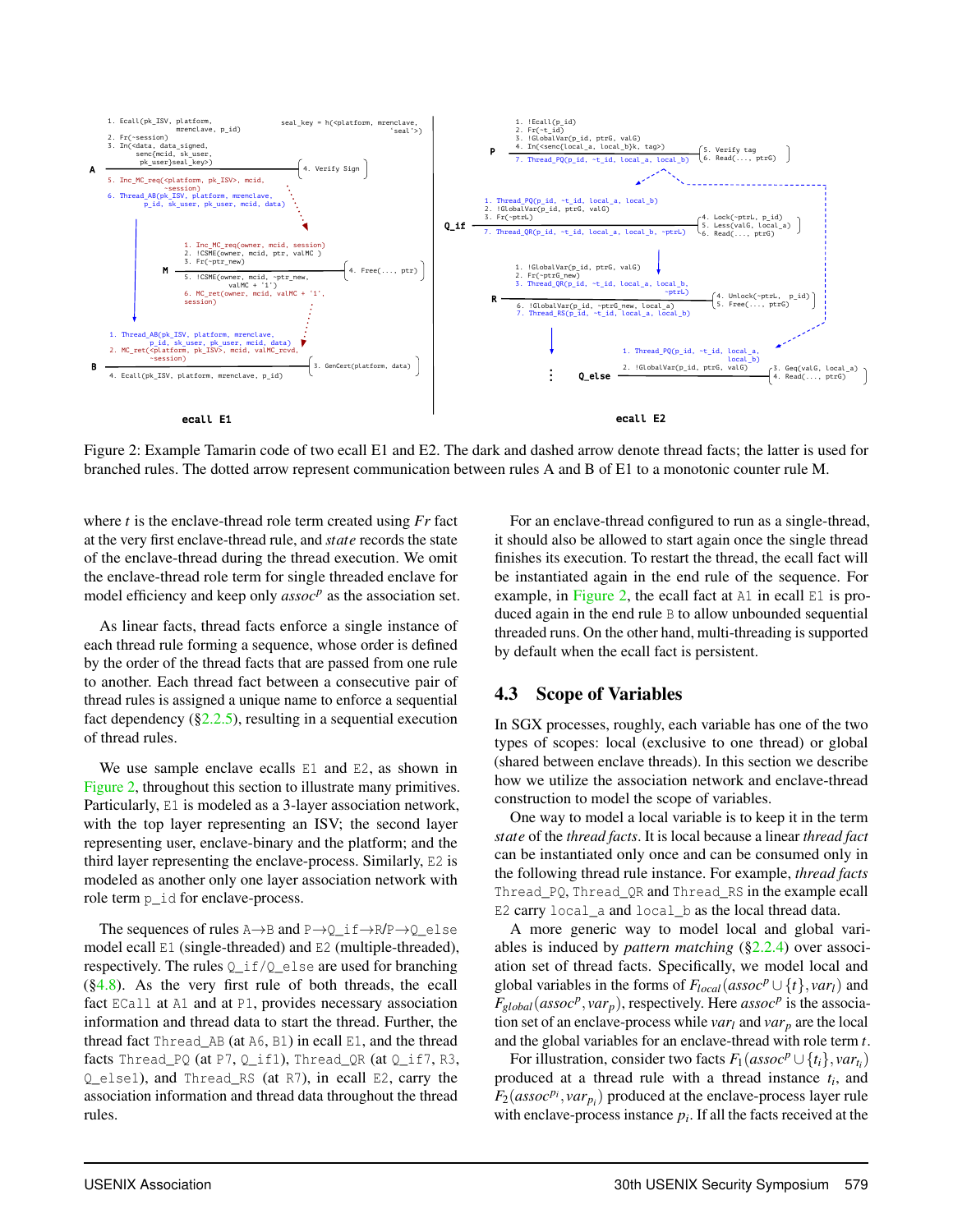```
ecall E1

A:
1. Ecall(pk_ISV, platform, mrenclave, p_id)
2. Fr(~session)
3. In(<data, data_signed, senc(mcid, sk_user, pk_user)seal_key>)
   seal_key = h(<platform, mrenclave, 'seal'>)
   4. Verify Sign
5. Inc_MC_req(<platform, pk_ISV>, mcid, ~session)
6. Thread_AB(pk_ISV, platform, mrenclave, p_id, sk_user, pk_user, mcid, data)

M:
1. Inc_MC_req(owner, mcid, session)
2. !CSME(owner, mcid, ptr, valMC )
3. Fr(~ptr_new)
   4. Free(..., ptr)
5. !CSME(owner, mcid, ~ptr_new, valMC + '1')
6. MC_ret(owner, mcid, valMC + '1', session)

B:
1. Thread_AB(pk_ISV, platform, mrenclave, p_id, sk_user, pk_user, mcid, data)
2. MC_ret(<platform, pk_ISV>), mcid, valMC_rcvd, ~session)
   3. GenCert(platform, data)
4. Ecall(pk_ISV, platform, mrenclave, p_id)

ecall E2

P:
1. !Ecall(p_id)
2. Fr(~t_id)
3. !GlobalVar(p_id, ptrG, valG)
4. In(<senc(local_a, local_b)k, tag>)
   5. Verify tag
   6. Read(..., ptrG)
7. Thread_PQ(p_id, ~t_id, local_a, local_b)

Q_if:
1. Thread_PQ(p_id, ~t_id, local_a, local_b)
2. !GlobalVar(p_id, ptrG, valG)
3. Fr(~ptrL)
   4. Lock(~ptrL, p_id)
   5. Less(valG, local_a)
   6. Read(..., ptrG)
7. Thread_QR(p_id, ~t_id, local_a, local_b, ~ptrL)

R:
1. !GlobalVar(p_id, ptrG, valG)
2. Fr(~ptrG_new)
3. Thread_QR(p_id, ~t_id, local_a, local_b, ~ptrL)
   4. Unlock(~ptrL, p_id)
   5. Free(..., ptrG)
6. !GlobalVar(p_id, ~ptrG_new, local_a)
7. Thread_RS(p_id, ~t_id, local_a, local_b)

Q_else:
1. Thread_PQ(p_id, ~t_id, local_a, local_b)
2. !GlobalVar(p_id, ptrG, valG)
   3. Geq(valG, local_a)
   4. Read(..., ptrG)
```

Figure 2: Example Tamarin code of two ecall E1 and E2. The dark and dashed arrow denote thread facts; the latter is used for branched rules. The dotted arrow represent communication between rules A and B of E1 to a monotonic counter rule M.

where $t$ is the enclave-thread role term created using *Fr* fact at the very first enclave-thread rule, and *state* records the state of the enclave-thread during the thread execution. We omit the enclave-thread role term for single threaded enclave for model efficiency and keep only $assoc^p$ as the association set.

As linear facts, thread facts enforce a single instance of each thread rule forming a sequence, whose order is defined by the order of the thread facts that are passed from one rule to another. Each thread fact between a consecutive pair of thread rules is assigned a unique name to enforce a sequential fact dependency (§2.2.5), resulting in a sequential execution of thread rules.

We use sample enclave ecalls `E1` and `E2`, as shown in Figure 2, throughout this section to illustrate many primitives. Particularly, `E1` is modeled as a 3-layer association network, with the top layer representing an ISV; the second layer representing user, enclave-binary and the platform; and the third layer representing the enclave-process. Similarly, `E2` is modeled as another only one layer association network with role term `p_id` for enclave-process.

The sequences of rules `A`→`B` and `P`→`Q_if`→`R`/`P`→`Q_else` model ecall `E1` (single-threaded) and `E2` (multiple-threaded), respectively. The rules `Q_if`/`Q_else` are used for branching (§4.8). As the very first rule of both threads, the ecall fact `ECall` at `A1` and at `P1`, provides necessary association information and thread data to start the thread. Further, the thread fact `Thread_AB` (at `A6`, `B1`) in ecall `E1`, and the thread facts `Thread_PQ` (at `P7`, `Q_if1`), `Thread_QR` (at `Q_if7`, `R3`, `Q_else1`), and `Thread_RS` (at `R7`), in ecall `E2`, carry the association information and thread data throughout the thread rules.

For an enclave-thread configured to run as a single-thread, it should also be allowed to start again once the single thread finishes its execution. To restart the thread, the ecall fact will be instantiated again in the end rule of the sequence. For example, in Figure 2, the ecall fact at `A1` in ecall `E1` is produced again in the end rule `B` to allow unbounded sequential threaded runs. On the other hand, multi-threading is supported by default when the ecall fact is persistent.

## 4.3 Scope of Variables

In SGX processes, roughly, each variable has one of the two types of scopes: local (exclusive to one thread) or global (shared between enclave threads). In this section we describe how we utilize the association network and enclave-thread construction to model the scope of variables.

One way to model a local variable is to keep it in the term *state* of the *thread facts*. It is local because a linear *thread fact* can be instantiated only once and can be consumed only in the following thread rule instance. For example, *thread facts* `Thread_PQ`, `Thread_QR` and `Thread_RS` in the example ecall `E2` carry `local_a` and `local_b` as the local thread data.

A more generic way to model local and global variables is induced by *pattern matching* (§2.2.4) over association set of thread facts. Specifically, we model local and global variables in the forms of $F_{local}(assoc^p \cup \{t\}, var_l)$ and $F_{global}(assoc^p, var_p)$, respectively. Here $assoc^p$ is the association set of an enclave-process while $var_l$ and $var_p$ are the local and the global variables for an enclave-thread with role term $t$.

For illustration, consider two facts $F_1(assoc^p \cup \{t_i\}, var_{t_i})$ produced at a thread rule with a thread instance $t_i$, and $F_2(assoc^{p_i}, var_{p_i})$ produced at the enclave-process layer rule with enclave-process instance $p_i$. If all the facts received at the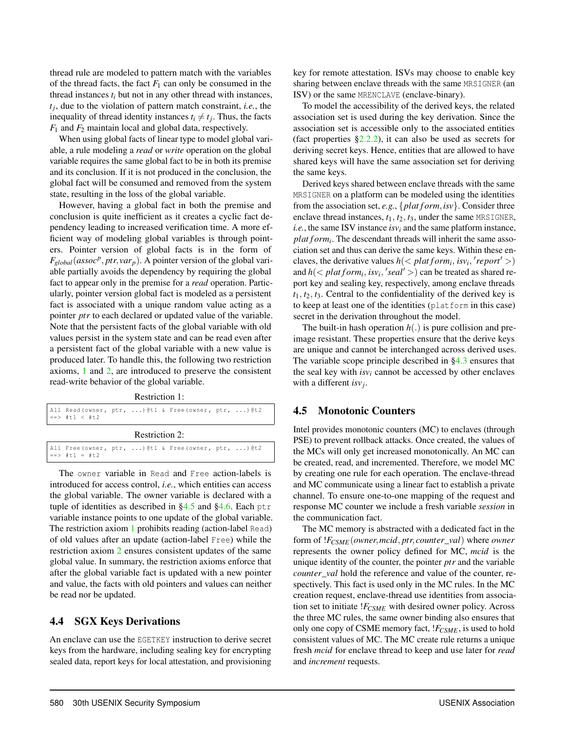thread rule are modeled to pattern match with the variables of the thread facts, the fact $F_1$ can only be consumed in the thread instances $t_i$ but not in any other thread with instances, $t_j$, due to the violation of pattern match constraint, *i.e.*, the inequality of thread identity instances $t_i \neq t_j$. Thus, the facts $F_1$ and $F_2$ maintain local and global data, respectively.

When using global facts of linear type to model global variable, a rule modeling a *read* or *write* operation on the global variable requires the same global fact to be in both its premise and its conclusion. If it is not produced in the conclusion, the global fact will be consumed and removed from the system state, resulting in the loss of the global variable.

However, having a global fact in both the premise and conclusion is quite inefficient as it creates a cyclic fact dependency leading to increased verification time. A more efficient way of modeling global variables is through pointers. Pointer version of global facts is in the form of $F_{global}(assoc^p, ptr, var_p)$. A pointer version of the global variable partially avoids the dependency by requiring the global fact to appear only in the premise for a *read* operation. Particularly, pointer version global fact is modeled as a persistent fact is associated with a unique random value acting as a pointer $ptr$ to each declared or updated value of the variable. Note that the persistent facts of the global variable with old values persist in the system state and can be read even after a persistent fact of the global variable with a new value is produced later. To handle this, the following two restriction axioms, 1 and 2, are introduced to preserve the consistent read-write behavior of the global variable.

Restriction 1:

```
All Read(owner, ptr, ...)@t1 & Free(owner, ptr, ...)@t2
==> #t1 < #t2
```

Restriction 2:

```
All Free(owner, ptr, ...)@t1 & Free(owner, ptr, ...)@t2
==> #t1 = #t2
```

The `owner` variable in `Read` and `Free` action-labels is introduced for access control, *i.e.*, which entities can access the global variable. The owner variable is declared with a tuple of identities as described in §4.5 and §4.6. Each `ptr` variable instance points to one update of the global variable. The restriction axiom 1 prohibits reading (action-label `Read`) of old values after an update (action-label `Free`) while the restriction axiom 2 ensures consistent updates of the same global value. In summary, the restriction axioms enforce that after the global variable fact is updated with a new pointer and value, the facts with old pointers and values can neither be read nor be updated.

## 4.4 SGX Keys Derivations

An enclave can use the `EGETKEY` instruction to derive secret keys from the hardware, including sealing key for encrypting sealed data, report keys for local attestation, and provisioning key for remote attestation. ISVs may choose to enable key sharing between enclave threads with the same `MRSIGNER` (an ISV) or the same `MRENCLAVE` (enclave-binary).

To model the accessibility of the derived keys, the related association set is used during the key derivation. Since the association set is accessible only to the associated entities (fact properties §2.2.2), it can also be used as secrets for deriving secret keys. Hence, entities that are allowed to have shared keys will have the same association set for deriving the same keys.

Derived keys shared between enclave threads with the same `MRSIGNER` on a platform can be modeled using the identities from the association set, *e.g.*, $\{platform, isv\}$. Consider three enclave thread instances, $t_1, t_2, t_3$, under the same `MRSIGNER`, *i.e.*, the same ISV instance $isv_i$ and the same platform instance, $platform_i$. The descendant threads will inherit the same association set and thus can derive the same keys. Within these enclaves, the derivative values $h(< platform_i, isv_i, 'report' >)$ and $h(< platform_i, isv_i, 'seal' >)$ can be treated as shared report key and sealing key, respectively, among enclave threads $t_1, t_2, t_3$. Central to the confidentiality of the derived key is to keep at least one of the identities (`platform` in this case) secret in the derivation throughout the model.

The built-in hash operation $h(.)$ is pure collision and preimage resistant. These properties ensure that the derive keys are unique and cannot be interchanged across derived uses. The variable scope principle described in §4.3 ensures that the seal key with $isv_i$ cannot be accessed by other enclaves with a different $isv_j$.

## 4.5 Monotonic Counters

Intel provides monotonic counters (MC) to enclaves (through PSE) to prevent rollback attacks. Once created, the values of the MCs will only get increased monotonically. An MC can be created, read, and incremented. Therefore, we model MC by creating one rule for each operation. The enclave-thread and MC communicate using a linear fact to establish a private channel. To ensure one-to-one mapping of the request and response MC counter we include a fresh variable *session* in the communication fact.

The MC memory is abstracted with a dedicated fact in the form of $!F_{CSME}(owner, mcid, ptr, counter\_val)$ where *owner* represents the owner policy defined for MC, *mcid* is the unique identity of the counter, the pointer *ptr* and the variable *counter_val* hold the reference and value of the counter, respectively. This fact is used only in the MC rules. In the MC creation request, enclave-thread use identities from association set to initiate $!F_{CSME}$ with desired owner policy. Across the three MC rules, the same owner binding also ensures that only one copy of CSME memory fact, $!F_{CSME}$, is used to hold consistent values of MC. The MC create rule returns a unique fresh *mcid* for enclave thread to keep and use later for *read* and *increment* requests.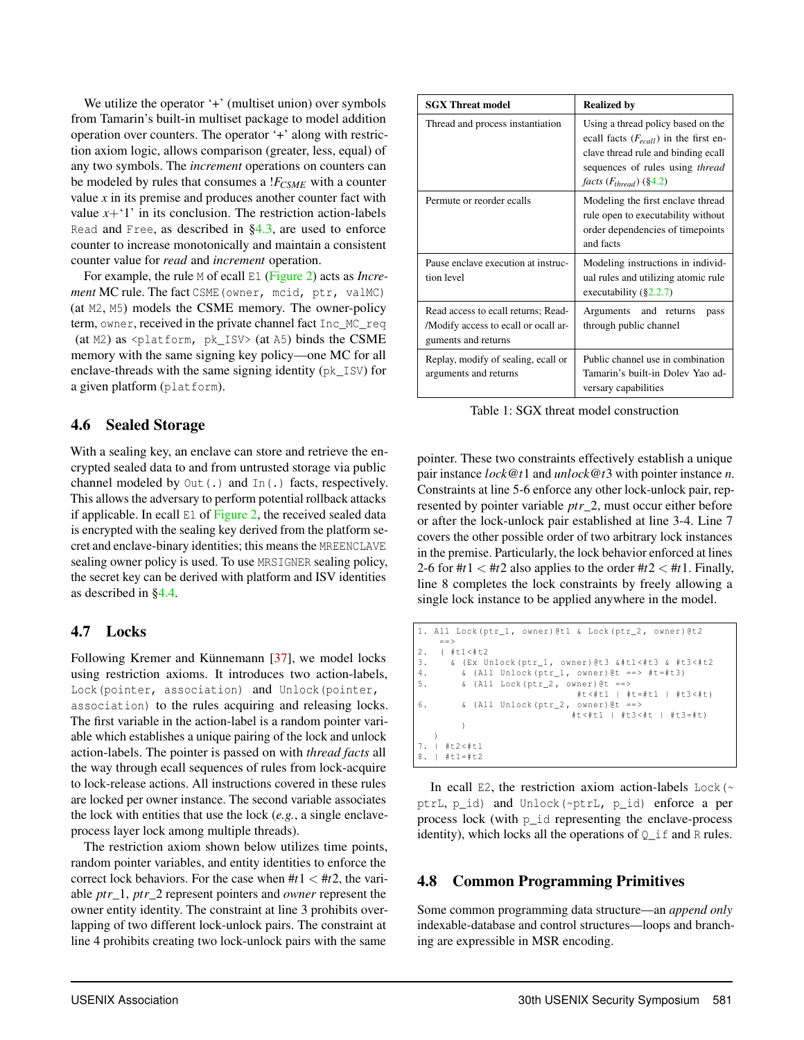We utilize the operator '+' (multiset union) over symbols from Tamarin's built-in multiset package to model addition operation over counters. The operator '+' along with restriction axiom logic, allows comparison (greater, less, equal) of any two symbols. The *increment* operations on counters can be modeled by rules that consumes a $!F_{CSME}$ with a counter value $x$ in its premise and produces another counter fact with value $x$+'1' in its conclusion. The restriction action-labels `Read` and `Free`, as described in §4.3, are used to enforce counter to increase monotonically and maintain a consistent counter value for *read* and *increment* operation.

For example, the rule `M` of ecall `E1` (Figure 2) acts as *Increment* MC rule. The fact `CSME(owner, mcid, ptr, valMC)` (at `M2`, `M5`) models the CSME memory. The owner-policy term, `owner`, received in the private channel fact `Inc_MC_req` (at `M2`) as `<platform, pk_ISV>` (at `A5`) binds the CSME memory with the same signing key policy—one MC for all enclave-threads with the same signing identity (`pk_ISV`) for a given platform (`platform`).

## 4.6 Sealed Storage

With a sealing key, an enclave can store and retrieve the encrypted sealed data to and from untrusted storage via public channel modeled by `Out(.)` and `In(.)` facts, respectively. This allows the adversary to perform potential rollback attacks if applicable. In ecall `E1` of Figure 2, the received sealed data is encrypted with the sealing key derived from the platform secret and enclave-binary identities; this means the `MREENCLAVE` sealing owner policy is used. To use `MRSIGNER` sealing policy, the secret key can be derived with platform and ISV identities as described in §4.4.

## 4.7 Locks

Following Kremer and Künnemann [37], we model locks using restriction axioms. It introduces two action-labels, `Lock(pointer, association)` and `Unlock(pointer, association)` to the rules acquiring and releasing locks. The first variable in the action-label is a random pointer variable which establishes a unique pairing of the lock and unlock action-labels. The pointer is passed on with *thread facts* all the way through ecall sequences of rules from lock-acquire to lock-release actions. All instructions covered in these rules are locked per owner instance. The second variable associates the lock with entities that use the lock (*e.g.*, a single enclave-process layer lock among multiple threads).

The restriction axiom shown below utilizes time points, random pointer variables, and entity identities to enforce the correct lock behaviors. For the case when $\#t1 < \#t2$, the variable $ptr\_1$, $ptr\_2$ represent pointers and *owner* represent the owner entity identity. The constraint at line 3 prohibits overlapping of two different lock-unlock pairs. The constraint at line 4 prohibits creating two lock-unlock pairs with the same pointer. These two constraints effectively establish a unique pair instance $lock@t1$ and $unlock@t3$ with pointer instance $n$. Constraints at line 5-6 enforce any other lock-unlock pair, represented by pointer variable $ptr\_2$, must occur either before or after the lock-unlock pair established at line 3-4. Line 7 covers the other possible order of two arbitrary lock instances in the premise. Particularly, the lock behavior enforced at lines 2-6 for $\#t1 < \#t2$ also applies to the order $\#t2 < \#t1$. Finally, line 8 completes the lock constraints by freely allowing a single lock instance to be applied anywhere in the model.

```
1. All Lock(ptr_1, owner)@t1 & Lock(ptr_2, owner)@t2
    ==>
2.  ( #t1<#t2
3.    & (Ex Unlock(ptr_1, owner)@t3 &#t1<#t3 & #t3<#t2
4.      & (All Unlock(ptr_1, owner)@t ==> #t=#t3)
5.      & (All Lock(ptr_2, owner)@t ==>
                           #t<#t1 | #t=#t1 | #t3<#t)
6.      & (All Unlock(ptr_2, owner)@t ==>
                          #t<#t1 | #t3<#t | #t3=#t)
      )
   )
7. | #t2<#t1
8. | #t1=#t2
```

In ecall `E2`, the restriction axiom action-labels `Lock(~ptrL, p_id)` and `Unlock(~ptrL, p_id)` enforce a per process lock (with `p_id` representing the enclave-process identity), which locks all the operations of `Q_if` and `R` rules.

| SGX Threat model | Realized by |
|---|---|
| Thread and process instantiation | Using a thread policy based on the ecall facts ($F_{ecall}$) in the first enclave thread rule and binding ecall sequences of rules using *thread facts* ($F_{thread}$) (§4.2) |
| Permute or reorder ecalls | Modeling the first enclave thread rule open to executability without order dependencies of timepoints and facts |
| Pause enclave execution at instruction level | Modeling instructions in individual rules and utilizing atomic rule executability (§2.2.7) |
| Read access to ecall returns; Read-/Modify access to ecall or ocall arguments and returns | Arguments and returns pass through public channel |
| Replay, modify of sealing, ecall or arguments and returns | Public channel use in combination Tamarin's built-in Dolev Yao adversary capabilities |

Table 1: SGX threat model construction

## 4.8 Common Programming Primitives

Some common programming data structure—an *append only* indexable-database and control structures—loops and branching are expressible in MSR encoding.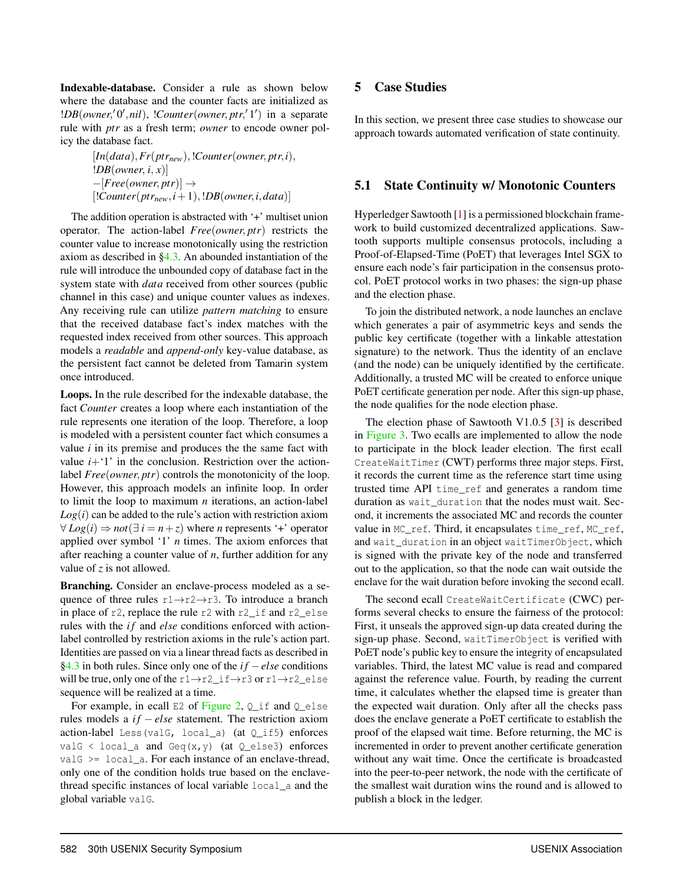**Indexable-database.** Consider a rule as shown below where the database and the counter facts are initialized as $!DB(owner,'0',nil)$, $!Counter(owner,ptr,'1')$ in a separate rule with $ptr$ as a fresh term; $owner$ to encode owner policy the database fact.

$$[In(data), Fr(ptr_{new}), !Counter(owner,ptr,i), !DB(owner,i,x)] \\ -[Free(owner,ptr)] \rightarrow \\ [!Counter(ptr_{new}, i+1), !DB(owner,i,data)]$$

The addition operation is abstracted with '+' multiset union operator. The action-label $Free(owner,ptr)$ restricts the counter value to increase monotonically using the restriction axiom as described in §4.3. An abounded instantiation of the rule will introduce the unbounded copy of database fact in the system state with *data* received from other sources (public channel in this case) and unique counter values as indexes. Any receiving rule can utilize *pattern matching* to ensure that the received database fact's index matches with the requested index received from other sources. This approach models a *readable* and *append-only* key-value database, as the persistent fact cannot be deleted from Tamarin system once introduced.

**Loops.** In the rule described for the indexable database, the fact *Counter* creates a loop where each instantiation of the rule represents one iteration of the loop. Therefore, a loop is modeled with a persistent counter fact which consumes a value $i$ in its premise and produces the the same fact with value $i+$'1' in the conclusion. Restriction over the action-label $Free(owner,ptr)$ controls the monotonicity of the loop. However, this approach models an infinite loop. In order to limit the loop to maximum $n$ iterations, an action-label $Log(i)$ can be added to the rule's action with restriction axiom $\forall\, Log(i) \Rightarrow not(\exists\, i = n+z)$ where $n$ represents '+' operator applied over symbol '1' $n$ times. The axiom enforces that after reaching a counter value of $n$, further addition for any value of $z$ is not allowed.

**Branching.** Consider an enclave-process modeled as a sequence of three rules `r1`$\rightarrow$`r2`$\rightarrow$`r3`. To introduce a branch in place of `r2`, replace the rule `r2` with `r2_if` and `r2_else` rules with the $if$ and *else* conditions enforced with action-label controlled by restriction axioms in the rule's action part. Identities are passed on via a linear thread facts as described in §4.3 in both rules. Since only one of the $if-else$ conditions will be true, only one of the `r1`$\rightarrow$`r2_if`$\rightarrow$`r3` or `r1`$\rightarrow$`r2_else` sequence will be realized at a time.

For example, in ecall `E2` of Figure 2, `Q_if` and `Q_else` rules models a $if-else$ statement. The restriction axiom action-label `Less(valG, local_a)` (at `Q_if5`) enforces `valG < local_a` and `Geq(x,y)` (at `Q_else3`) enforces `valG >= local_a`. For each instance of an enclave-thread, only one of the condition holds true based on the enclave-thread specific instances of local variable `local_a` and the global variable `valG`.

## 5 Case Studies

In this section, we present three case studies to showcase our approach towards automated verification of state continuity.

### 5.1 State Continuity w/ Monotonic Counters

Hyperledger Sawtooth [1] is a permissioned blockchain framework to build customized decentralized applications. Sawtooth supports multiple consensus protocols, including a Proof-of-Elapsed-Time (PoET) that leverages Intel SGX to ensure each node's fair participation in the consensus protocol. PoET protocol works in two phases: the sign-up phase and the election phase.

To join the distributed network, a node launches an enclave which generates a pair of asymmetric keys and sends the public key certificate (together with a linkable attestation signature) to the network. Thus the identity of an enclave (and the node) can be uniquely identified by the certificate. Additionally, a trusted MC will be created to enforce unique PoET certificate generation per node. After this sign-up phase, the node qualifies for the node election phase.

The election phase of Sawtooth V1.0.5 [3] is described in Figure 3. Two ecalls are implemented to allow the node to participate in the block leader election. The first ecall `CreateWaitTimer` (CWT) performs three major steps. First, it records the current time as the reference start time using trusted time API `time_ref` and generates a random time duration as `wait_duration` that the nodes must wait. Second, it increments the associated MC and records the counter value in `MC_ref`. Third, it encapsulates `time_ref`, `MC_ref`, and `wait_duration` in an object `waitTimerObject`, which is signed with the private key of the node and transferred out to the application, so that the node can wait outside the enclave for the wait duration before invoking the second ecall.

The second ecall `CreateWaitCertificate` (CWC) performs several checks to ensure the fairness of the protocol: First, it unseals the approved sign-up data created during the sign-up phase. Second, `waitTimerObject` is verified with PoET node's public key to ensure the integrity of encapsulated variables. Third, the latest MC value is read and compared against the reference value. Fourth, by reading the current time, it calculates whether the elapsed time is greater than the expected wait duration. Only after all the checks pass does the enclave generate a PoET certificate to establish the proof of the elapsed wait time. Before returning, the MC is incremented in order to prevent another certificate generation without any wait time. Once the certificate is broadcasted into the peer-to-peer network, the node with the certificate of the smallest wait duration wins the round and is allowed to publish a block in the ledger.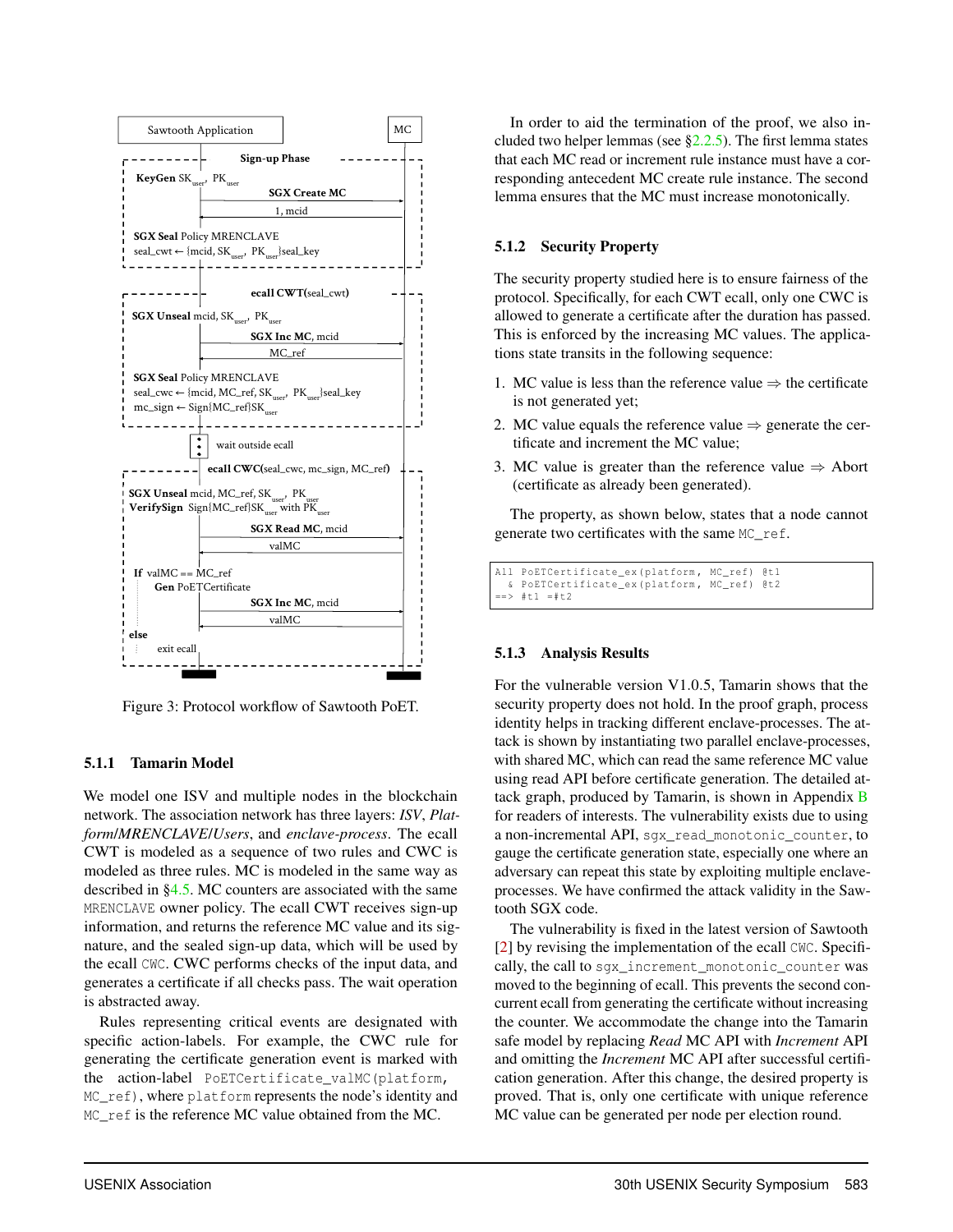Figure 3: Protocol workflow of Sawtooth PoET.

### 5.1.1 Tamarin Model

We model one ISV and multiple nodes in the blockchain network. The association network has three layers: *ISV*, *Platform*/*MRENCLAVE*/*Users*, and *enclave-process*. The ecall CWT is modeled as a sequence of two rules and CWC is modeled as three rules. MC is modeled in the same way as described in §4.5. MC counters are associated with the same `MRENCLAVE` owner policy. The ecall CWT receives sign-up information, and returns the reference MC value and its signature, and the sealed sign-up data, which will be used by the ecall `CWC`. CWC performs checks of the input data, and generates a certificate if all checks pass. The wait operation is abstracted away.

Rules representing critical events are designated with specific action-labels. For example, the CWC rule for generating the certificate generation event is marked with the action-label `PoETCertificate_valMC(platform, MC_ref)`, where `platform` represents the node's identity and `MC_ref` is the reference MC value obtained from the MC.

In order to aid the termination of the proof, we also included two helper lemmas (see §2.2.5). The first lemma states that each MC read or increment rule instance must have a corresponding antecedent MC create rule instance. The second lemma ensures that the MC must increase monotonically.

### 5.1.2 Security Property

The security property studied here is to ensure fairness of the protocol. Specifically, for each CWT ecall, only one CWC is allowed to generate a certificate after the duration has passed. This is enforced by the increasing MC values. The applications state transits in the following sequence:

1. MC value is less than the reference value ⇒ the certificate is not generated yet;
2. MC value equals the reference value ⇒ generate the certificate and increment the MC value;
3. MC value is greater than the reference value ⇒ Abort (certificate as already been generated).

The property, as shown below, states that a node cannot generate two certificates with the same `MC_ref`.

```
All PoETCertificate_ex(platform, MC_ref) @t1
  & PoETCertificate_ex(platform, MC_ref) @t2
==> #t1 =#t2
```

### 5.1.3 Analysis Results

For the vulnerable version V1.0.5, Tamarin shows that the security property does not hold. In the proof graph, process identity helps in tracking different enclave-processes. The attack is shown by instantiating two parallel enclave-processes, with shared MC, which can read the same reference MC value using read API before certificate generation. The detailed attack graph, produced by Tamarin, is shown in Appendix B for readers of interests. The vulnerability exists due to using a non-incremental API, `sgx_read_monotonic_counter`, to gauge the certificate generation state, especially one where an adversary can repeat this state by exploiting multiple enclave-processes. We have confirmed the attack validity in the Sawtooth SGX code.

The vulnerability is fixed in the latest version of Sawtooth [2] by revising the implementation of the ecall `CWC`. Specifically, the call to `sgx_increment_monotonic_counter` was moved to the beginning of ecall. This prevents the second concurrent ecall from generating the certificate without increasing the counter. We accommodate the change into the Tamarin safe model by replacing *Read* MC API with *Increment* API and omitting the *Increment* MC API after successful certification generation. After this change, the desired property is proved. That is, only one certificate with unique reference MC value can be generated per node per election round.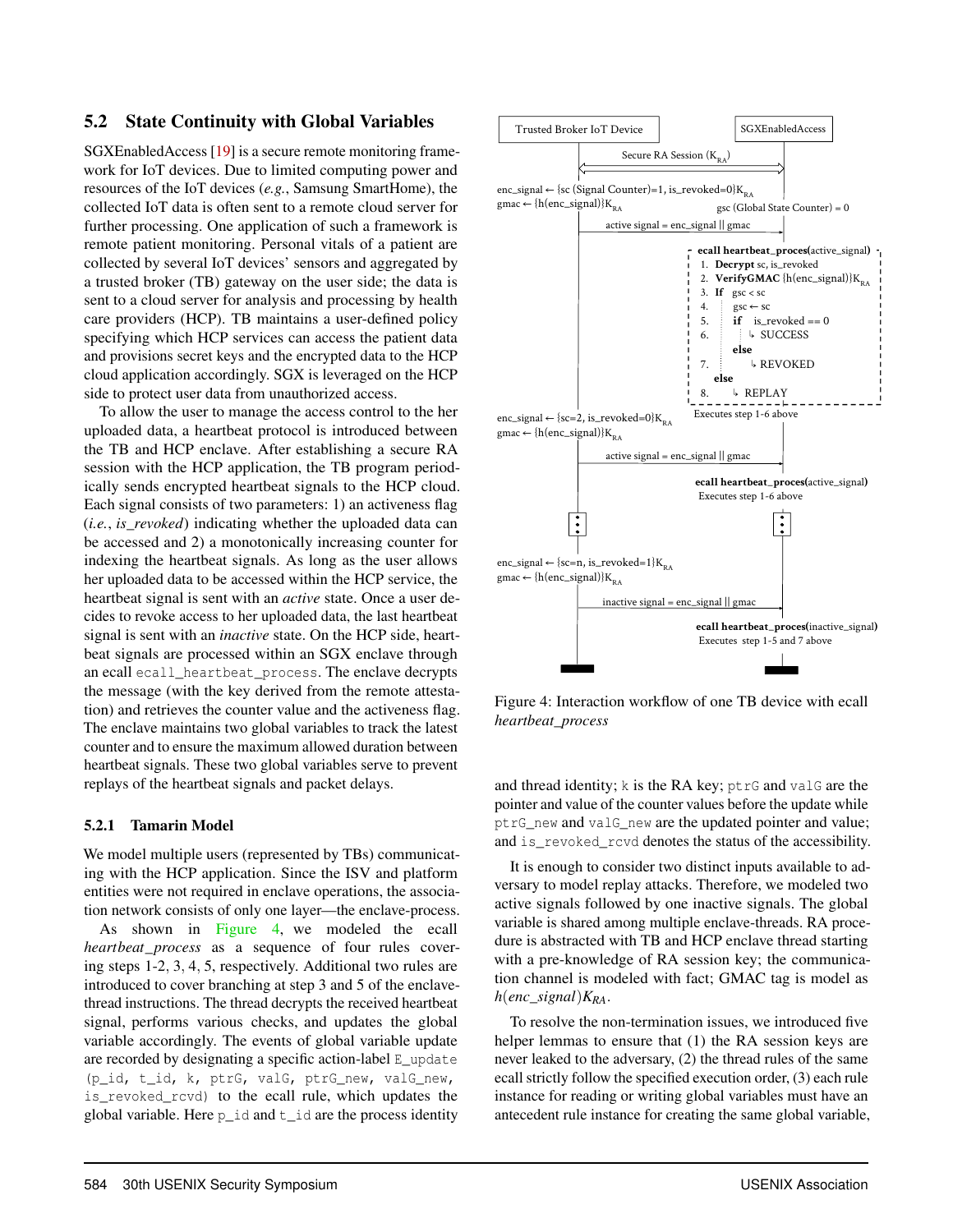### 5.2 State Continuity with Global Variables

SGXEnabledAccess [19] is a secure remote monitoring framework for IoT devices. Due to limited computing power and resources of the IoT devices (*e.g.*, Samsung SmartHome), the collected IoT data is often sent to a remote cloud server for further processing. One application of such a framework is remote patient monitoring. Personal vitals of a patient are collected by several IoT devices' sensors and aggregated by a trusted broker (TB) gateway on the user side; the data is sent to a cloud server for analysis and processing by health care providers (HCP). TB maintains a user-defined policy specifying which HCP services can access the patient data and provisions secret keys and the encrypted data to the HCP cloud application accordingly. SGX is leveraged on the HCP side to protect user data from unauthorized access.

To allow the user to manage the access control to the her uploaded data, a heartbeat protocol is introduced between the TB and HCP enclave. After establishing a secure RA session with the HCP application, the TB program periodically sends encrypted heartbeat signals to the HCP cloud. Each signal consists of two parameters: 1) an activeness flag (*i.e.*, *is_revoked*) indicating whether the uploaded data can be accessed and 2) a monotonically increasing counter for indexing the heartbeat signals. As long as the user allows her uploaded data to be accessed within the HCP service, the heartbeat signal is sent with an *active* state. Once a user decides to revoke access to her uploaded data, the last heartbeat signal is sent with an *inactive* state. On the HCP side, heartbeat signals are processed within an SGX enclave through an ecall `ecall_heartbeat_process`. The enclave decrypts the message (with the key derived from the remote attestation) and retrieves the counter value and the activeness flag. The enclave maintains two global variables to track the latest counter and to ensure the maximum allowed duration between heartbeat signals. These two global variables serve to prevent replays of the heartbeat signals and packet delays.

#### 5.2.1 Tamarin Model

We model multiple users (represented by TBs) communicating with the HCP application. Since the ISV and platform entities were not required in enclave operations, the association network consists of only one layer—the enclave-process.

As shown in Figure 4, we modeled the ecall *heartbeat_process* as a sequence of four rules covering steps 1-2, 3, 4, 5, respectively. Additional two rules are introduced to cover branching at step 3 and 5 of the enclave-thread instructions. The thread decrypts the received heartbeat signal, performs various checks, and updates the global variable accordingly. The events of global variable update are recorded by designating a specific action-label `E_update (p_id, t_id, k, ptrG, valG, ptrG_new, valG_new, is_revoked_rcvd)` to the ecall rule, which updates the global variable. Here `p_id` and `t_id` are the process identity

Trusted Broker IoT Device | SGXEnabledAccess

Secure RA Session ($K_{RA}$)

enc_signal ← {sc (Signal Counter)=1, is_revoked=0}$K_{RA}$
gmac ← {h(enc_signal)}$K_{RA}$
gsc (Global State Counter) = 0

active signal = enc_signal || gmac

**ecall heartbeat_proces**(active_signal)
1. **Decrypt** sc, is_revoked
2. **VerifyGMAC** {h(enc_signal)}$K_{RA}$
3. **If** gsc < sc
4. gsc ← sc
5. **if** is_revoked == 0
6. ↳ SUCCESS
**else**
7. ↳ REVOKED
**else**
8. ↳ REPLAY

enc_signal ← {sc=2, is_revoked=0}$K_{RA}$
gmac ← {h(enc_signal)}$K_{RA}$
Executes step 1-6 above

active signal = enc_signal || gmac

**ecall heartbeat_proces**(active_signal)
Executes step 1-6 above

enc_signal ← {sc=n, is_revoked=1}$K_{RA}$
gmac ← {h(enc_signal)}$K_{RA}$

inactive signal = enc_signal || gmac

**ecall heartbeat_proces**(inactive_signal)
Executes step 1-5 and 7 above

Figure 4: Interaction workflow of one TB device with ecall *heartbeat_process*

and thread identity; `k` is the RA key; `ptrG` and `valG` are the pointer and value of the counter values before the update while `ptrG_new` and `valG_new` are the updated pointer and value; and `is_revoked_rcvd` denotes the status of the accessibility.

It is enough to consider two distinct inputs available to adversary to model replay attacks. Therefore, we modeled two active signals followed by one inactive signals. The global variable is shared among multiple enclave-threads. RA procedure is abstracted with TB and HCP enclave thread starting with a pre-knowledge of RA session key; the communication channel is modeled with fact; GMAC tag is model as $h(enc\_signal)K_{RA}$.

To resolve the non-termination issues, we introduced five helper lemmas to ensure that (1) the RA session keys are never leaked to the adversary, (2) the thread rules of the same ecall strictly follow the specified execution order, (3) each rule instance for reading or writing global variables must have an antecedent rule instance for creating the same global variable,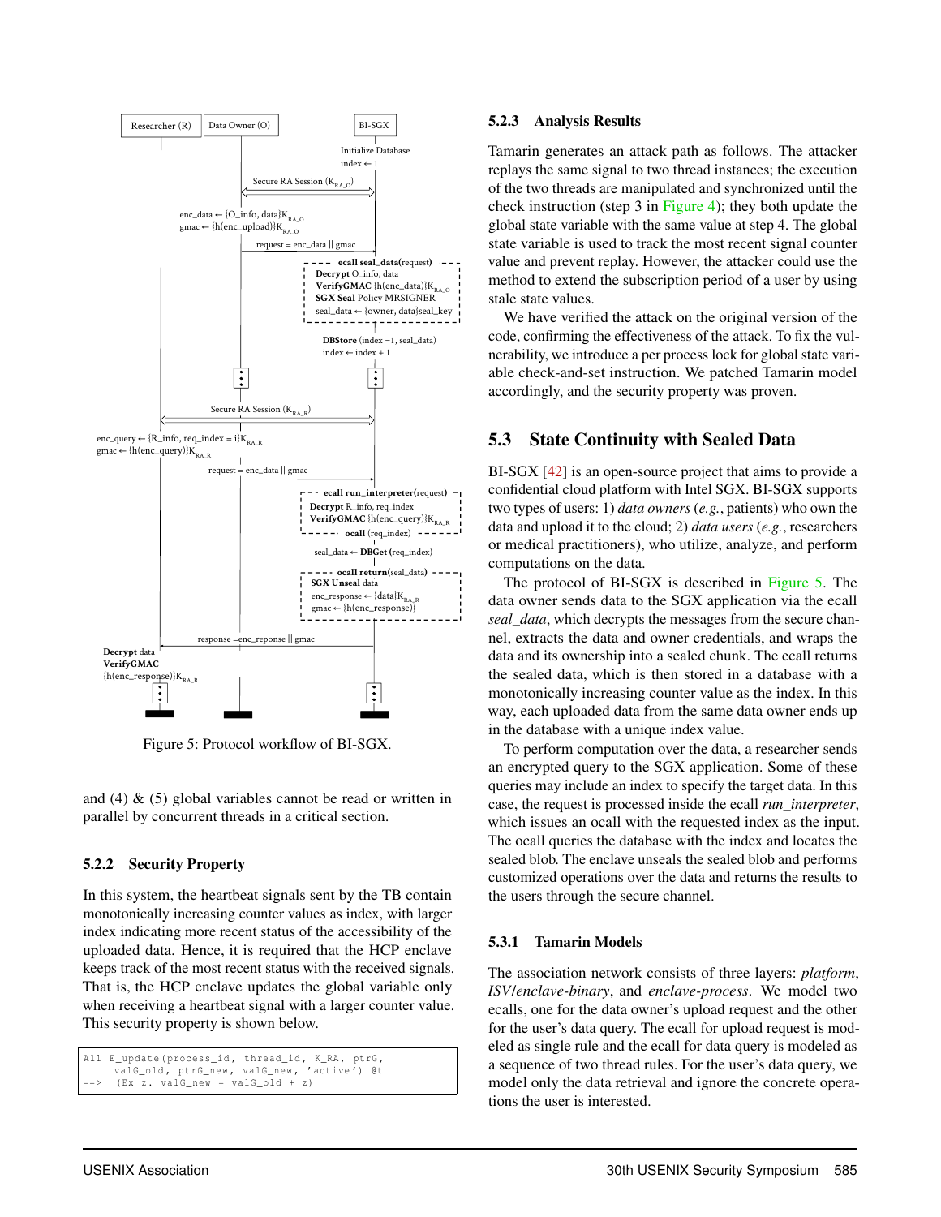Figure 5: Protocol workflow of BI-SGX.

and (4) & (5) global variables cannot be read or written in parallel by concurrent threads in a critical section.

### 5.2.2 Security Property

In this system, the heartbeat signals sent by the TB contain monotonically increasing counter values as index, with larger index indicating more recent status of the accessibility of the uploaded data. Hence, it is required that the HCP enclave keeps track of the most recent status with the received signals. That is, the HCP enclave updates the global variable only when receiving a heartbeat signal with a larger counter value. This security property is shown below.

```
All E_update(process_id, thread_id, K_RA, ptrG,
    valG_old, ptrG_new, valG_new, 'active') @t
==>  (Ex z. valG_new = valG_old + z)
```

### 5.2.3 Analysis Results

Tamarin generates an attack path as follows. The attacker replays the same signal to two thread instances; the execution of the two threads are manipulated and synchronized until the check instruction (step 3 in Figure 4); they both update the global state variable with the same value at step 4. The global state variable is used to track the most recent signal counter value and prevent replay. However, the attacker could use the method to extend the subscription period of a user by using stale state values.

We have verified the attack on the original version of the code, confirming the effectiveness of the attack. To fix the vulnerability, we introduce a per process lock for global state variable check-and-set instruction. We patched Tamarin model accordingly, and the security property was proven.

## 5.3 State Continuity with Sealed Data

BI-SGX [42] is an open-source project that aims to provide a confidential cloud platform with Intel SGX. BI-SGX supports two types of users: 1) *data owners* (*e.g.*, patients) who own the data and upload it to the cloud; 2) *data users* (*e.g.*, researchers or medical practitioners), who utilize, analyze, and perform computations on the data.

The protocol of BI-SGX is described in Figure 5. The data owner sends data to the SGX application via the ecall *seal_data*, which decrypts the messages from the secure channel, extracts the data and owner credentials, and wraps the data and its ownership into a sealed chunk. The ecall returns the sealed data, which is then stored in a database with a monotonically increasing counter value as the index. In this way, each uploaded data from the same data owner ends up in the database with a unique index value.

To perform computation over the data, a researcher sends an encrypted query to the SGX application. Some of these queries may include an index to specify the target data. In this case, the request is processed inside the ecall *run_interpreter*, which issues an ocall with the requested index as the input. The ocall queries the database with the index and locates the sealed blob. The enclave unseals the sealed blob and performs customized operations over the data and returns the results to the users through the secure channel.

### 5.3.1 Tamarin Models

The association network consists of three layers: *platform*, *ISV/enclave-binary*, and *enclave-process*. We model two ecalls, one for the data owner's upload request and the other for the user's data query. The ecall for upload request is modeled as single rule and the ecall for data query is modeled as a sequence of two thread rules. For the user's data query, we model only the data retrieval and ignore the concrete operations the user is interested.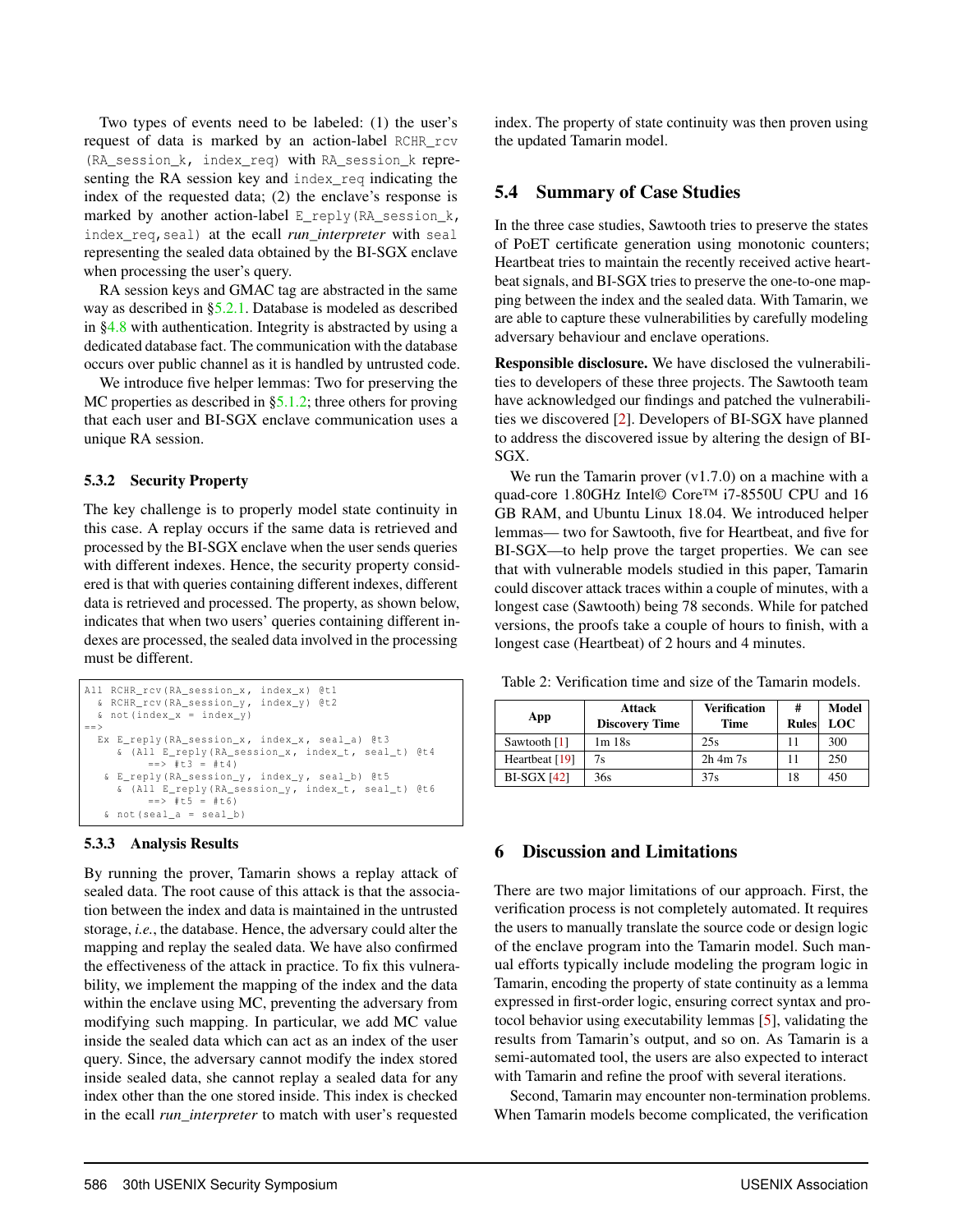Two types of events need to be labeled: (1) the user's request of data is marked by an action-label `RCHR_rcv (RA_session_k, index_req)` with `RA_session_k` representing the RA session key and `index_req` indicating the index of the requested data; (2) the enclave's response is marked by another action-label `E_reply(RA_session_k, index_req,seal)` at the ecall *run_interpreter* with `seal` representing the sealed data obtained by the BI-SGX enclave when processing the user's query.

RA session keys and GMAC tag are abstracted in the same way as described in §5.2.1. Database is modeled as described in §4.8 with authentication. Integrity is abstracted by using a dedicated database fact. The communication with the database occurs over public channel as it is handled by untrusted code.

We introduce five helper lemmas: Two for preserving the MC properties as described in §5.1.2; three others for proving that each user and BI-SGX enclave communication uses a unique RA session.

#### 5.3.2 Security Property

The key challenge is to properly model state continuity in this case. A replay occurs if the same data is retrieved and processed by the BI-SGX enclave when the user sends queries with different indexes. Hence, the security property considered is that with queries containing different indexes, different data is retrieved and processed. The property, as shown below, indicates that when two users' queries containing different indexes are processed, the sealed data involved in the processing must be different.

```
All RCHR_rcv(RA_session_x, index_x) @t1
  & RCHR_rcv(RA_session_y, index_y) @t2
  & not(index_x = index_y)
==>
  Ex E_reply(RA_session_x, index_x, seal_a) @t3
     & (All E_reply(RA_session_x, index_t, seal_t) @t4
          ==> #t3 = #t4)
   & E_reply(RA_session_y, index_y, seal_b) @t5
     & (All E_reply(RA_session_y, index_t, seal_t) @t6
          ==> #t5 = #t6)
   & not(seal_a = seal_b)
```

#### 5.3.3 Analysis Results

By running the prover, Tamarin shows a replay attack of sealed data. The root cause of this attack is that the association between the index and data is maintained in the untrusted storage, *i.e.*, the database. Hence, the adversary could alter the mapping and replay the sealed data. We have also confirmed the effectiveness of the attack in practice. To fix this vulnerability, we implement the mapping of the index and the data within the enclave using MC, preventing the adversary from modifying such mapping. In particular, we add MC value inside the sealed data which can act as an index of the user query. Since, the adversary cannot modify the index stored inside sealed data, she cannot replay a sealed data for any index other than the one stored inside. This index is checked in the ecall *run_interpreter* to match with user's requested index. The property of state continuity was then proven using the updated Tamarin model.

### 5.4 Summary of Case Studies

In the three case studies, Sawtooth tries to preserve the states of PoET certificate generation using monotonic counters; Heartbeat tries to maintain the recently received active heartbeat signals, and BI-SGX tries to preserve the one-to-one mapping between the index and the sealed data. With Tamarin, we are able to capture these vulnerabilities by carefully modeling adversary behaviour and enclave operations.

**Responsible disclosure.** We have disclosed the vulnerabilities to developers of these three projects. The Sawtooth team have acknowledged our findings and patched the vulnerabilities we discovered [2]. Developers of BI-SGX have planned to address the discovered issue by altering the design of BI-SGX.

We run the Tamarin prover (v1.7.0) on a machine with a quad-core 1.80GHz Intel© Core™ i7-8550U CPU and 16 GB RAM, and Ubuntu Linux 18.04. We introduced helper lemmas— two for Sawtooth, five for Heartbeat, and five for BI-SGX—to help prove the target properties. We can see that with vulnerable models studied in this paper, Tamarin could discover attack traces within a couple of minutes, with a longest case (Sawtooth) being 78 seconds. While for patched versions, the proofs take a couple of hours to finish, with a longest case (Heartbeat) of 2 hours and 4 minutes.

Table 2: Verification time and size of the Tamarin models.

| App | Attack Discovery Time | Verification Time | # Rules | Model LOC |
|---|---|---|---|---|
| Sawtooth [1] | 1m 18s | 25s | 11 | 300 |
| Heartbeat [19] | 7s | 2h 4m 7s | 11 | 250 |
| BI-SGX [42] | 36s | 37s | 18 | 450 |

## 6 Discussion and Limitations

There are two major limitations of our approach. First, the verification process is not completely automated. It requires the users to manually translate the source code or design logic of the enclave program into the Tamarin model. Such manual efforts typically include modeling the program logic in Tamarin, encoding the property of state continuity as a lemma expressed in first-order logic, ensuring correct syntax and protocol behavior using executability lemmas [5], validating the results from Tamarin's output, and so on. As Tamarin is a semi-automated tool, the users are also expected to interact with Tamarin and refine the proof with several iterations.

Second, Tamarin may encounter non-termination problems. When Tamarin models become complicated, the verification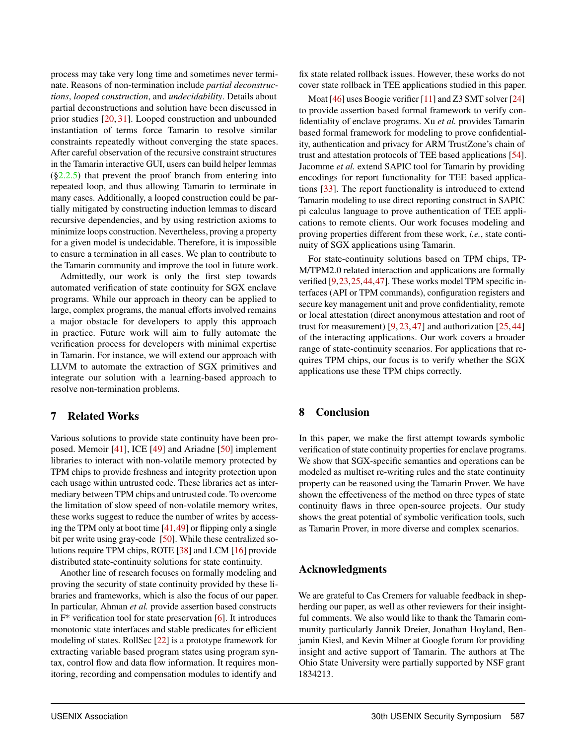process may take very long time and sometimes never terminate. Reasons of non-termination include *partial deconstructions*, *looped construction*, and *undecidability*. Details about partial deconstructions and solution have been discussed in prior studies [20, 31]. Looped construction and unbounded instantiation of terms force Tamarin to resolve similar constraints repeatedly without converging the state spaces. After careful observation of the recursive constraint structures in the Tamarin interactive GUI, users can build helper lemmas (§2.2.5) that prevent the proof branch from entering into repeated loop, and thus allowing Tamarin to terminate in many cases. Additionally, a looped construction could be partially mitigated by constructing induction lemmas to discard recursive dependencies, and by using restriction axioms to minimize loops construction. Nevertheless, proving a property for a given model is undecidable. Therefore, it is impossible to ensure a termination in all cases. We plan to contribute to the Tamarin community and improve the tool in future work.

Admittedly, our work is only the first step towards automated verification of state continuity for SGX enclave programs. While our approach in theory can be applied to large, complex programs, the manual efforts involved remains a major obstacle for developers to apply this approach in practice. Future work will aim to fully automate the verification process for developers with minimal expertise in Tamarin. For instance, we will extend our approach with LLVM to automate the extraction of SGX primitives and integrate our solution with a learning-based approach to resolve non-termination problems.

## 7 Related Works

Various solutions to provide state continuity have been proposed. Memoir [41], ICE [49] and Ariadne [50] implement libraries to interact with non-volatile memory protected by TPM chips to provide freshness and integrity protection upon each usage within untrusted code. These libraries act as intermediary between TPM chips and untrusted code. To overcome the limitation of slow speed of non-volatile memory writes, these works suggest to reduce the number of writes by accessing the TPM only at boot time [41,49] or flipping only a single bit per write using gray-code [50]. While these centralized solutions require TPM chips, ROTE [38] and LCM [16] provide distributed state-continuity solutions for state continuity.

Another line of research focuses on formally modeling and proving the security of state continuity provided by these libraries and frameworks, which is also the focus of our paper. In particular, Ahman *et al.* provide assertion based constructs in F* verification tool for state preservation [6]. It introduces monotonic state interfaces and stable predicates for efficient modeling of states. RollSec [22] is a prototype framework for extracting variable based program states using program syntax, control flow and data flow information. It requires monitoring, recording and compensation modules to identify and fix state related rollback issues. However, these works do not cover state rollback in TEE applications studied in this paper.

Moat [46] uses Boogie verifier [11] and Z3 SMT solver [24] to provide assertion based formal framework to verify confidentiality of enclave programs. Xu *et al.* provides Tamarin based formal framework for modeling to prove confidentiality, authentication and privacy for ARM TrustZone's chain of trust and attestation protocols of TEE based applications [54]. Jacomme *et al.* extend SAPIC tool for Tamarin by providing encodings for report functionality for TEE based applications [33]. The report functionality is introduced to extend Tamarin modeling to use direct reporting construct in SAPIC pi calculus language to prove authentication of TEE applications to remote clients. Our work focuses modeling and proving properties different from these work, *i.e.*, state continuity of SGX applications using Tamarin.

For state-continuity solutions based on TPM chips, TPM/TPM2.0 related interaction and applications are formally verified [9,23,25,44,47]. These works model TPM specific interfaces (API or TPM commands), configuration registers and secure key management unit and prove confidentiality, remote or local attestation (direct anonymous attestation and root of trust for measurement) [9, 23, 47] and authorization [25, 44] of the interacting applications. Our work covers a broader range of state-continuity scenarios. For applications that requires TPM chips, our focus is to verify whether the SGX applications use these TPM chips correctly.

## 8 Conclusion

In this paper, we make the first attempt towards symbolic verification of state continuity properties for enclave programs. We show that SGX-specific semantics and operations can be modeled as multiset re-writing rules and the state continuity property can be reasoned using the Tamarin Prover. We have shown the effectiveness of the method on three types of state continuity flaws in three open-source projects. Our study shows the great potential of symbolic verification tools, such as Tamarin Prover, in more diverse and complex scenarios.

## Acknowledgments

We are grateful to Cas Cremers for valuable feedback in shepherding our paper, as well as other reviewers for their insightful comments. We also would like to thank the Tamarin community particularly Jannik Dreier, Jonathan Hoyland, Benjamin Kiesl, and Kevin Milner at Google forum for providing insight and active support of Tamarin. The authors at The Ohio State University were partially supported by NSF grant 1834213.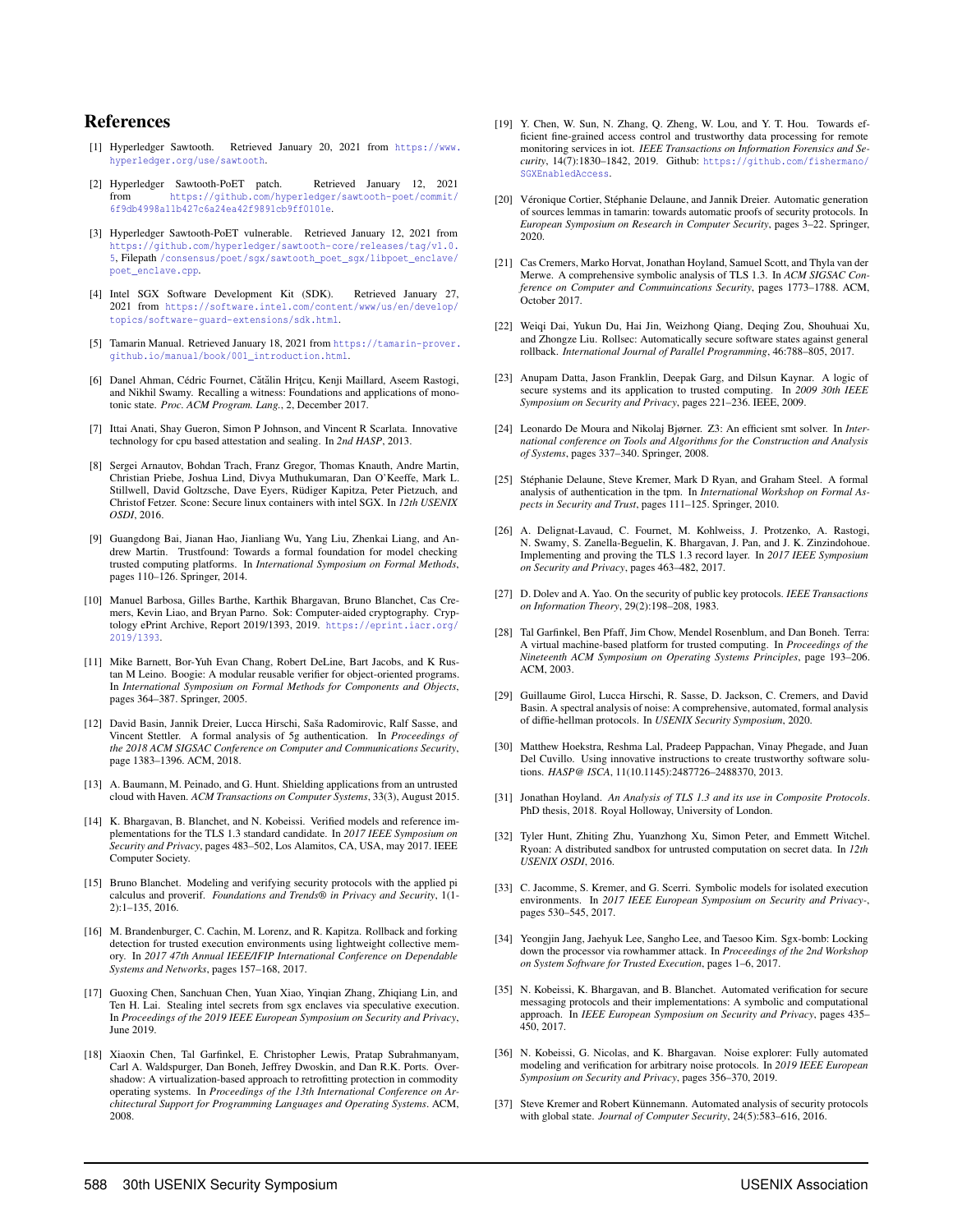## References

[1] Hyperledger Sawtooth. Retrieved January 20, 2021 from https://www.hyperledger.org/use/sawtooth.

[2] Hyperledger Sawtooth-PoET patch. Retrieved January 12, 2021 from https://github.com/hyperledger/sawtooth-poet/commit/6f9db4998a11b427c6a24ea42f9891cb9ff0101e.

[3] Hyperledger Sawtooth-PoET vulnerable. Retrieved January 12, 2021 from https://github.com/hyperledger/sawtooth-core/releases/tag/v1.0.5, Filepath /consensus/poet/sgx/sawtooth_poet_sgx/libpoet_enclave/poet_enclave.cpp.

[4] Intel SGX Software Development Kit (SDK). Retrieved January 27, 2021 from https://software.intel.com/content/www/us/en/develop/topics/software-guard-extensions/sdk.html.

[5] Tamarin Manual. Retrieved January 18, 2021 from https://tamarin-prover.github.io/manual/book/001_introduction.html.

[6] Danel Ahman, Cédric Fournet, Cătălin Hriţcu, Kenji Maillard, Aseem Rastogi, and Nikhil Swamy. Recalling a witness: Foundations and applications of monotonic state. *Proc. ACM Program. Lang.*, 2, December 2017.

[7] Ittai Anati, Shay Gueron, Simon P Johnson, and Vincent R Scarlata. Innovative technology for cpu based attestation and sealing. In *2nd HASP*, 2013.

[8] Sergei Arnautov, Bohdan Trach, Franz Gregor, Thomas Knauth, Andre Martin, Christian Priebe, Joshua Lind, Divya Muthukumaran, Dan O'Keeffe, Mark L. Stillwell, David Goltzsche, Dave Eyers, Rüdiger Kapitza, Peter Pietzuch, and Christof Fetzer. Scone: Secure linux containers with intel SGX. In *12th USENIX OSDI*, 2016.

[9] Guangdong Bai, Jianan Hao, Jianliang Wu, Yang Liu, Zhenkai Liang, and Andrew Martin. Trustfound: Towards a formal foundation for model checking trusted computing platforms. In *International Symposium on Formal Methods*, pages 110–126. Springer, 2014.

[10] Manuel Barbosa, Gilles Barthe, Karthik Bhargavan, Bruno Blanchet, Cas Cremers, Kevin Liao, and Bryan Parno. Sok: Computer-aided cryptography. Cryptology ePrint Archive, Report 2019/1393, 2019. https://eprint.iacr.org/2019/1393.

[11] Mike Barnett, Bor-Yuh Evan Chang, Robert DeLine, Bart Jacobs, and K Rustan M Leino. Boogie: A modular reusable verifier for object-oriented programs. In *International Symposium on Formal Methods for Components and Objects*, pages 364–387. Springer, 2005.

[12] David Basin, Jannik Dreier, Lucca Hirschi, Saša Radomirovic, Ralf Sasse, and Vincent Stettler. A formal analysis of 5g authentication. In *Proceedings of the 2018 ACM SIGSAC Conference on Computer and Communications Security*, page 1383–1396. ACM, 2018.

[13] A. Baumann, M. Peinado, and G. Hunt. Shielding applications from an untrusted cloud with Haven. *ACM Transactions on Computer Systems*, 33(3), August 2015.

[14] K. Bhargavan, B. Blanchet, and N. Kobeissi. Verified models and reference implementations for the TLS 1.3 standard candidate. In *2017 IEEE Symposium on Security and Privacy*, pages 483–502, Los Alamitos, CA, USA, may 2017. IEEE Computer Society.

[15] Bruno Blanchet. Modeling and verifying security protocols with the applied pi calculus and proverif. *Foundations and Trends® in Privacy and Security*, 1(1-2):1–135, 2016.

[16] M. Brandenburger, C. Cachin, M. Lorenz, and R. Kapitza. Rollback and forking detection for trusted execution environments using lightweight collective memory. In *2017 47th Annual IEEE/IFIP International Conference on Dependable Systems and Networks*, pages 157–168, 2017.

[17] Guoxing Chen, Sanchuan Chen, Yuan Xiao, Yinqian Zhang, Zhiqiang Lin, and Ten H. Lai. Stealing intel secrets from sgx enclaves via speculative execution. In *Proceedings of the 2019 IEEE European Symposium on Security and Privacy*, June 2019.

[18] Xiaoxin Chen, Tal Garfinkel, E. Christopher Lewis, Pratap Subrahmanyam, Carl A. Waldspurger, Dan Boneh, Jeffrey Dwoskin, and Dan R.K. Ports. Overshadow: A virtualization-based approach to retrofitting protection in commodity operating systems. In *Proceedings of the 13th International Conference on Architectural Support for Programming Languages and Operating Systems*. ACM, 2008.

[19] Y. Chen, W. Sun, N. Zhang, Q. Zheng, W. Lou, and Y. T. Hou. Towards efficient fine-grained access control and trustworthy data processing for remote monitoring services in iot. *IEEE Transactions on Information Forensics and Security*, 14(7):1830–1842, 2019. Github: https://github.com/fishermano/SGXEnabledAccess.

[20] Véronique Cortier, Stéphanie Delaune, and Jannik Dreier. Automatic generation of sources lemmas in tamarin: towards automatic proofs of security protocols. In *European Symposium on Research in Computer Security*, pages 3–22. Springer, 2020.

[21] Cas Cremers, Marko Horvat, Jonathan Hoyland, Samuel Scott, and Thyla van der Merwe. A comprehensive symbolic analysis of TLS 1.3. In *ACM SIGSAC Conference on Computer and Commuincations Security*, pages 1773–1788. ACM, October 2017.

[22] Weiqi Dai, Yukun Du, Hai Jin, Weizhong Qiang, Deqing Zou, Shouhuai Xu, and Zhongze Liu. Rollsec: Automatically secure software states against general rollback. *International Journal of Parallel Programming*, 46:788–805, 2017.

[23] Anupam Datta, Jason Franklin, Deepak Garg, and Dilsun Kaynar. A logic of secure systems and its application to trusted computing. In *2009 30th IEEE Symposium on Security and Privacy*, pages 221–236. IEEE, 2009.

[24] Leonardo De Moura and Nikolaj Bjørner. Z3: An efficient smt solver. In *International conference on Tools and Algorithms for the Construction and Analysis of Systems*, pages 337–340. Springer, 2008.

[25] Stéphanie Delaune, Steve Kremer, Mark D Ryan, and Graham Steel. A formal analysis of authentication in the tpm. In *International Workshop on Formal Aspects in Security and Trust*, pages 111–125. Springer, 2010.

[26] A. Delignat-Lavaud, C. Fournet, M. Kohlweiss, J. Protzenko, A. Rastogi, N. Swamy, S. Zanella-Beguelin, K. Bhargavan, J. Pan, and J. K. Zinzindohoue. Implementing and proving the TLS 1.3 record layer. In *2017 IEEE Symposium on Security and Privacy*, pages 463–482, 2017.

[27] D. Dolev and A. Yao. On the security of public key protocols. *IEEE Transactions on Information Theory*, 29(2):198–208, 1983.

[28] Tal Garfinkel, Ben Pfaff, Jim Chow, Mendel Rosenblum, and Dan Boneh. Terra: A virtual machine-based platform for trusted computing. In *Proceedings of the Nineteenth ACM Symposium on Operating Systems Principles*, page 193–206. ACM, 2003.

[29] Guillaume Girol, Lucca Hirschi, R. Sasse, D. Jackson, C. Cremers, and David Basin. A spectral analysis of noise: A comprehensive, automated, formal analysis of diffie-hellman protocols. In *USENIX Security Symposium*, 2020.

[30] Matthew Hoekstra, Reshma Lal, Pradeep Pappachan, Vinay Phegade, and Juan Del Cuvillo. Using innovative instructions to create trustworthy software solutions. *HASP@ ISCA*, 11(10.1145):2487726–2488370, 2013.

[31] Jonathan Hoyland. *An Analysis of TLS 1.3 and its use in Composite Protocols*. PhD thesis, 2018. Royal Holloway, University of London.

[32] Tyler Hunt, Zhiting Zhu, Yuanzhong Xu, Simon Peter, and Emmett Witchel. Ryoan: A distributed sandbox for untrusted computation on secret data. In *12th USENIX OSDI*, 2016.

[33] C. Jacomme, S. Kremer, and G. Scerri. Symbolic models for isolated execution environments. In *2017 IEEE European Symposium on Security and Privacy-*, pages 530–545, 2017.

[34] Yeongjin Jang, Jaehyuk Lee, Sangho Lee, and Taesoo Kim. Sgx-bomb: Locking down the processor via rowhammer attack. In *Proceedings of the 2nd Workshop on System Software for Trusted Execution*, pages 1–6, 2017.

[35] N. Kobeissi, K. Bhargavan, and B. Blanchet. Automated verification for secure messaging protocols and their implementations: A symbolic and computational approach. In *IEEE European Symposium on Security and Privacy*, pages 435–450, 2017.

[36] N. Kobeissi, G. Nicolas, and K. Bhargavan. Noise explorer: Fully automated modeling and verification for arbitrary noise protocols. In *2019 IEEE European Symposium on Security and Privacy*, pages 356–370, 2019.

[37] Steve Kremer and Robert Künnemann. Automated analysis of security protocols with global state. *Journal of Computer Security*, 24(5):583–616, 2016.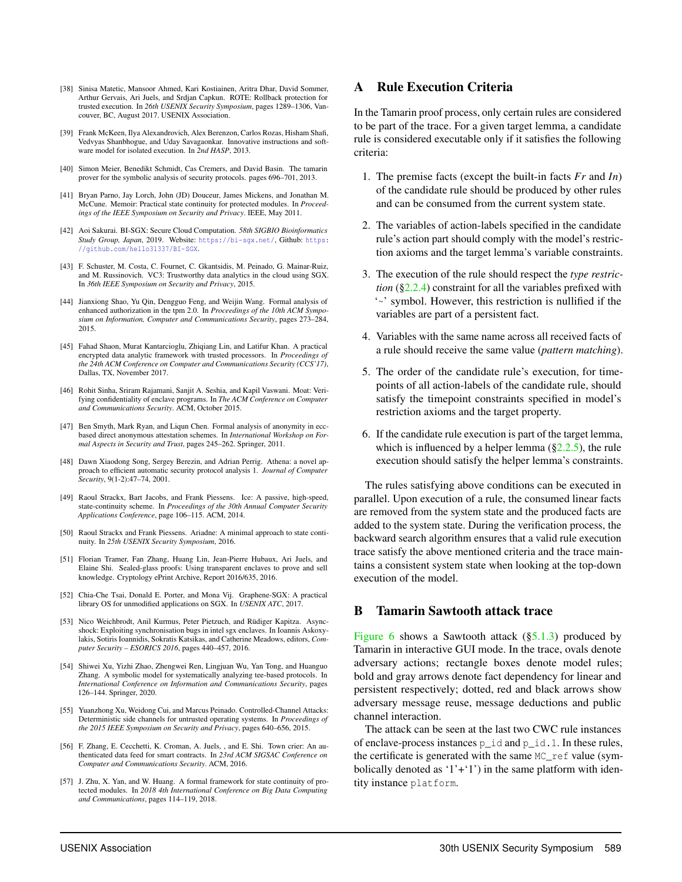[38] Sinisa Matetic, Mansoor Ahmed, Kari Kostiainen, Aritra Dhar, David Sommer, Arthur Gervais, Ari Juels, and Srdjan Capkun. ROTE: Rollback protection for trusted execution. In *26th USENIX Security Symposium*, pages 1289–1306, Vancouver, BC, August 2017. USENIX Association.

[39] Frank McKeen, Ilya Alexandrovich, Alex Berenzon, Carlos Rozas, Hisham Shafi, Vedvyas Shanbhogue, and Uday Savagaonkar. Innovative instructions and software model for isolated execution. In *2nd HASP*, 2013.

[40] Simon Meier, Benedikt Schmidt, Cas Cremers, and David Basin. The tamarin prover for the symbolic analysis of security protocols. pages 696–701, 2013.

[41] Bryan Parno, Jay Lorch, John (JD) Douceur, James Mickens, and Jonathan M. McCune. Memoir: Practical state continuity for protected modules. In *Proceedings of the IEEE Symposium on Security and Privacy*. IEEE, May 2011.

[42] Aoi Sakurai. BI-SGX: Secure Cloud Computation. *58th SIGBIO Bioinformatics Study Group, Japan*, 2019. Website: https://bi-sgx.net/, Github: https://github.com/hello31337/BI-SGX.

[43] F. Schuster, M. Costa, C. Fournet, C. Gkantsidis, M. Peinado, G. Mainar-Ruiz, and M. Russinovich. VC3: Trustworthy data analytics in the cloud using SGX. In *36th IEEE Symposium on Security and Privacy*, 2015.

[44] Jianxiong Shao, Yu Qin, Dengguo Feng, and Weijin Wang. Formal analysis of enhanced authorization in the tpm 2.0. In *Proceedings of the 10th ACM Symposium on Information, Computer and Communications Security*, pages 273–284, 2015.

[45] Fahad Shaon, Murat Kantarcioglu, Zhiqiang Lin, and Latifur Khan. A practical encrypted data analytic framework with trusted processors. In *Proceedings of the 24th ACM Conference on Computer and Communications Security (CCS'17)*, Dallas, TX, November 2017.

[46] Rohit Sinha, Sriram Rajamani, Sanjit A. Seshia, and Kapil Vaswani. Moat: Verifying confidentiality of enclave programs. In *The ACM Conference on Computer and Communications Security*. ACM, October 2015.

[47] Ben Smyth, Mark Ryan, and Liqun Chen. Formal analysis of anonymity in ecc-based direct anonymous attestation schemes. In *International Workshop on Formal Aspects in Security and Trust*, pages 245–262. Springer, 2011.

[48] Dawn Xiaodong Song, Sergey Berezin, and Adrian Perrig. Athena: a novel approach to efficient automatic security protocol analysis 1. *Journal of Computer Security*, 9(1-2):47–74, 2001.

[49] Raoul Strackx, Bart Jacobs, and Frank Piessens. Ice: A passive, high-speed, state-continuity scheme. In *Proceedings of the 30th Annual Computer Security Applications Conference*, page 106–115. ACM, 2014.

[50] Raoul Strackx and Frank Piessens. Ariadne: A minimal approach to state continuity. In *25th USENIX Security Symposium*, 2016.

[51] Florian Tramer, Fan Zhang, Huang Lin, Jean-Pierre Hubaux, Ari Juels, and Elaine Shi. Sealed-glass proofs: Using transparent enclaves to prove and sell knowledge. Cryptology ePrint Archive, Report 2016/635, 2016.

[52] Chia-Che Tsai, Donald E. Porter, and Mona Vij. Graphene-SGX: A practical library OS for unmodified applications on SGX. In *USENIX ATC*, 2017.

[53] Nico Weichbrodt, Anil Kurmus, Peter Pietzuch, and Rüdiger Kapitza. Asyncshock: Exploiting synchronisation bugs in intel sgx enclaves. In Ioannis Askoxylakis, Sotiris Ioannidis, Sokratis Katsikas, and Catherine Meadows, editors, *Computer Security – ESORICS 2016*, pages 440–457, 2016.

[54] Shiwei Xu, Yizhi Zhao, Zhengwei Ren, Lingjuan Wu, Yan Tong, and Huanguo Zhang. A symbolic model for systematically analyzing tee-based protocols. In *International Conference on Information and Communications Security*, pages 126–144. Springer, 2020.

[55] Yuanzhong Xu, Weidong Cui, and Marcus Peinado. Controlled-Channel Attacks: Deterministic side channels for untrusted operating systems. In *Proceedings of the 2015 IEEE Symposium on Security and Privacy*, pages 640–656, 2015.

[56] F. Zhang, E. Cecchetti, K. Croman, A. Juels, , and E. Shi. Town crier: An authenticated data feed for smart contracts. In *23rd ACM SIGSAC Conference on Computer and Communications Security*. ACM, 2016.

[57] J. Zhu, X. Yan, and W. Huang. A formal framework for state continuity of protected modules. In *2018 4th International Conference on Big Data Computing and Communications*, pages 114–119, 2018.

# A Rule Execution Criteria

In the Tamarin proof process, only certain rules are considered to be part of the trace. For a given target lemma, a candidate rule is considered executable only if it satisfies the following criteria:

1. The premise facts (except the built-in facts $Fr$ and $In$) of the candidate rule should be produced by other rules and can be consumed from the current system state.
2. The variables of action-labels specified in the candidate rule's action part should comply with the model's restriction axioms and the target lemma's variable constraints.
3. The execution of the rule should respect the *type restriction* (§2.2.4) constraint for all the variables prefixed with '~' symbol. However, this restriction is nullified if the variables are part of a persistent fact.
4. Variables with the same name across all received facts of a rule should receive the same value (*pattern matching*).
5. The order of the candidate rule's execution, for timepoints of all action-labels of the candidate rule, should satisfy the timepoint constraints specified in model's restriction axioms and the target property.
6. If the candidate rule execution is part of the target lemma, which is influenced by a helper lemma (§2.2.5), the rule execution should satisfy the helper lemma's constraints.

The rules satisfying above conditions can be executed in parallel. Upon execution of a rule, the consumed linear facts are removed from the system state and the produced facts are added to the system state. During the verification process, the backward search algorithm ensures that a valid rule execution trace satisfy the above mentioned criteria and the trace maintains a consistent system state when looking at the top-down execution of the model.

# B Tamarin Sawtooth attack trace

Figure 6 shows a Sawtooth attack (§5.1.3) produced by Tamarin in interactive GUI mode. In the trace, ovals denote adversary actions; rectangle boxes denote model rules; bold and gray arrows denote fact dependency for linear and persistent respectively; dotted, red and black arrows show adversary message reuse, message deductions and public channel interaction.

The attack can be seen at the last two CWC rule instances of enclave-process instances `p_id` and `p_id.1`. In these rules, the certificate is generated with the same `MC_ref` value (symbolically denoted as '1'+'1') in the same platform with identity instance `platform`.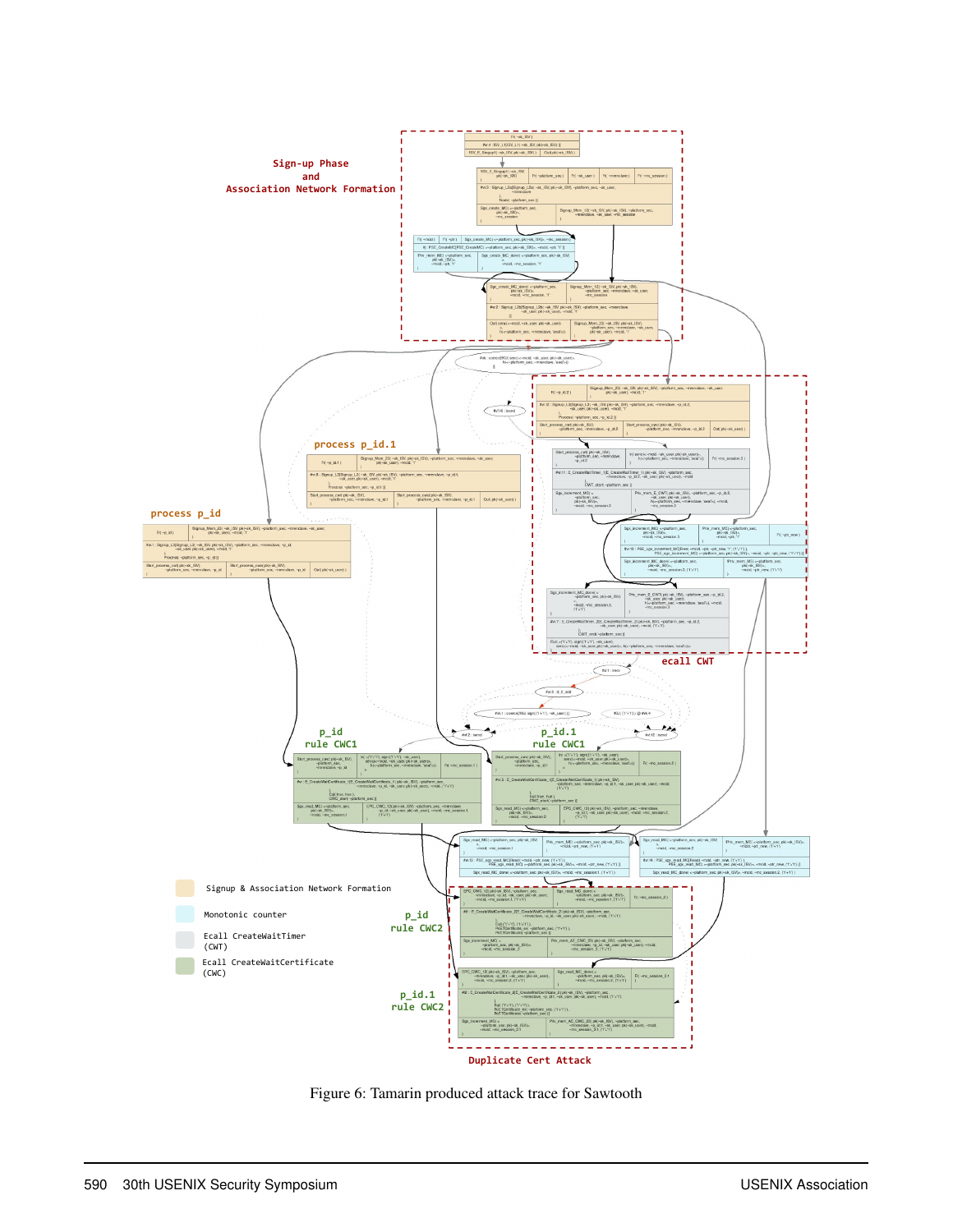Sign-up Phase
and
Association Network Formation

process p_id.1

process p_id

ecall CWT

p_id
rule CWC1

p_id.1
rule CWC1

Signup & Association Network Formation

Monotonic counter

Ecall CreateWaitTimer
(CWT)

Ecall CreateWaitCertificate
(CWC)

p_id
rule CWC2

p_id.1
rule CWC2

Duplicate Cert Attack

Figure 6: Tamarin produced attack trace for Sawtooth